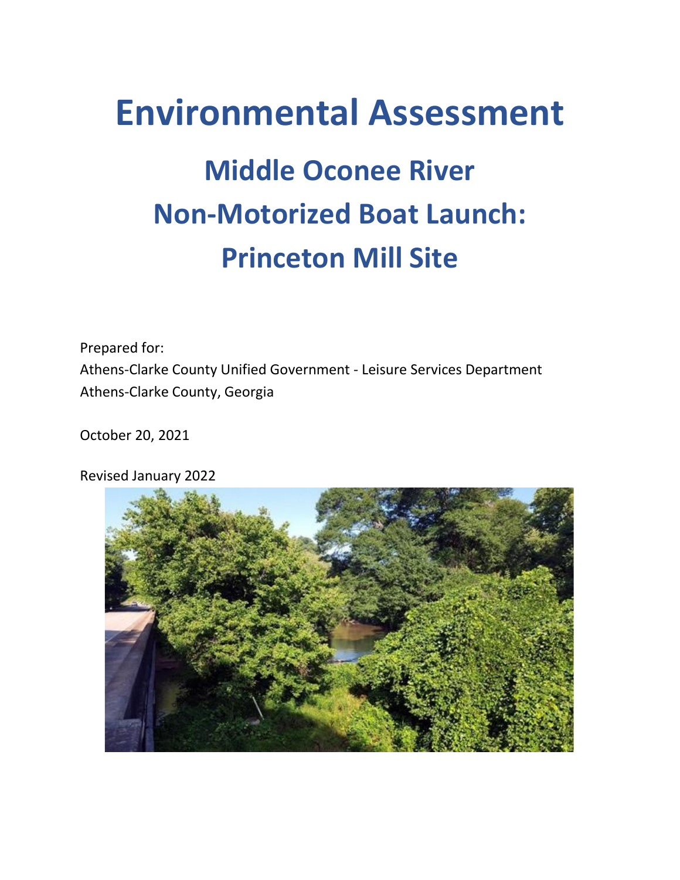# Environmental Assessment

## Middle Oconee River Non-Motorized Boat Launch: Princeton Mill Site

Prepared for:
Athens-Clarke County Unified Government - Leisure Services Department
Athens-Clarke County, Georgia

October 20, 2021

Revised January 2022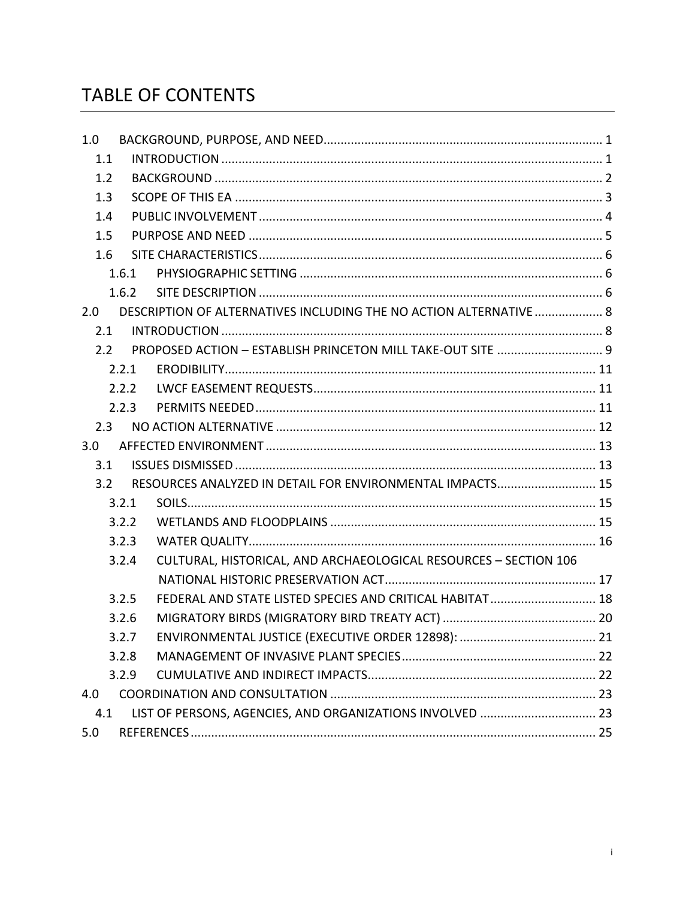# TABLE OF CONTENTS

1.0 BACKGROUND, PURPOSE, AND NEED ..... 1
- 1.1 INTRODUCTION ..... 1
- 1.2 BACKGROUND ..... 2
- 1.3 SCOPE OF THIS EA ..... 3
- 1.4 PUBLIC INVOLVEMENT ..... 4
- 1.5 PURPOSE AND NEED ..... 5
- 1.6 SITE CHARACTERISTICS ..... 6
  - 1.6.1 PHYSIOGRAPHIC SETTING ..... 6
  - 1.6.2 SITE DESCRIPTION ..... 6

2.0 DESCRIPTION OF ALTERNATIVES INCLUDING THE NO ACTION ALTERNATIVE ..... 8
- 2.1 INTRODUCTION ..... 8
- 2.2 PROPOSED ACTION – ESTABLISH PRINCETON MILL TAKE-OUT SITE ..... 9
  - 2.2.1 ERODIBILITY ..... 11
  - 2.2.2 LWCF EASEMENT REQUESTS ..... 11
  - 2.2.3 PERMITS NEEDED ..... 11
- 2.3 NO ACTION ALTERNATIVE ..... 12

3.0 AFFECTED ENVIRONMENT ..... 13
- 3.1 ISSUES DISMISSED ..... 13
- 3.2 RESOURCES ANALYZED IN DETAIL FOR ENVIRONMENTAL IMPACTS ..... 15
  - 3.2.1 SOILS ..... 15
  - 3.2.2 WETLANDS AND FLOODPLAINS ..... 15
  - 3.2.3 WATER QUALITY ..... 16
  - 3.2.4 CULTURAL, HISTORICAL, AND ARCHAEOLOGICAL RESOURCES – SECTION 106 NATIONAL HISTORIC PRESERVATION ACT ..... 17
  - 3.2.5 FEDERAL AND STATE LISTED SPECIES AND CRITICAL HABITAT ..... 18
  - 3.2.6 MIGRATORY BIRDS (MIGRATORY BIRD TREATY ACT) ..... 20
  - 3.2.7 ENVIRONMENTAL JUSTICE (EXECUTIVE ORDER 12898): ..... 21
  - 3.2.8 MANAGEMENT OF INVASIVE PLANT SPECIES ..... 22
  - 3.2.9 CUMULATIVE AND INDIRECT IMPACTS ..... 22

4.0 COORDINATION AND CONSULTATION ..... 23
- 4.1 LIST OF PERSONS, AGENCIES, AND ORGANIZATIONS INVOLVED ..... 23

5.0 REFERENCES ..... 25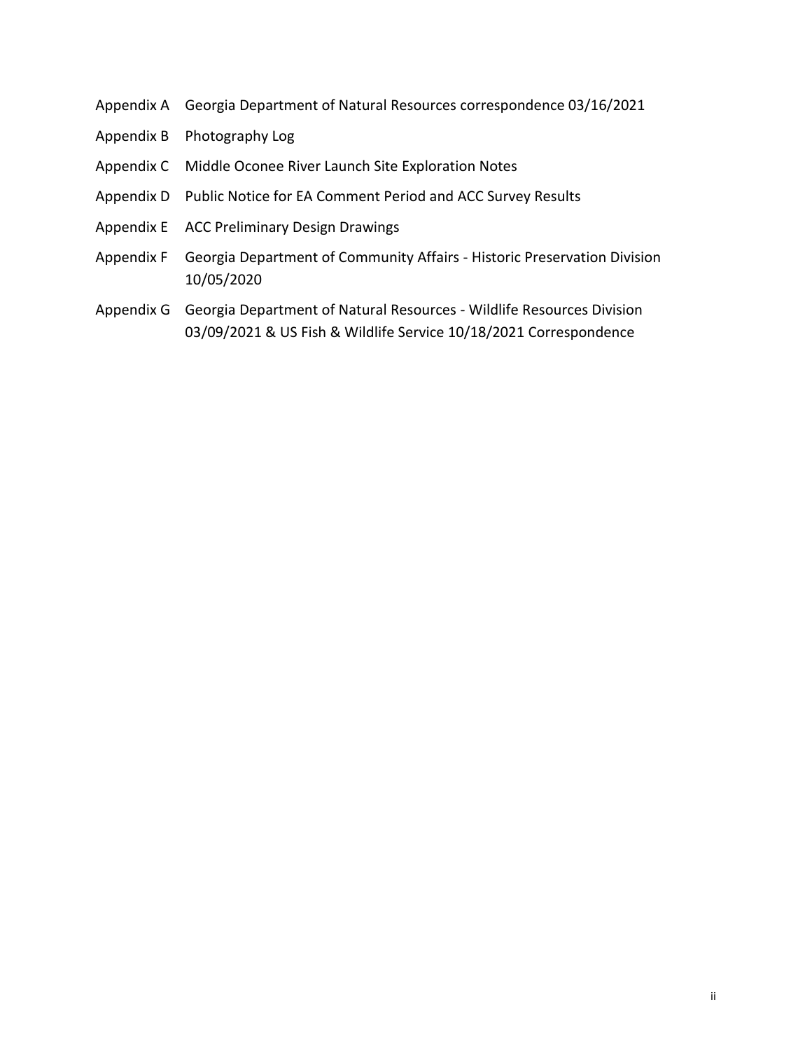Appendix A Georgia Department of Natural Resources correspondence 03/16/2021

Appendix B Photography Log

Appendix C Middle Oconee River Launch Site Exploration Notes

Appendix D Public Notice for EA Comment Period and ACC Survey Results

Appendix E ACC Preliminary Design Drawings

Appendix F Georgia Department of Community Affairs - Historic Preservation Division 10/05/2020

Appendix G Georgia Department of Natural Resources - Wildlife Resources Division 03/09/2021 & US Fish & Wildlife Service 10/18/2021 Correspondence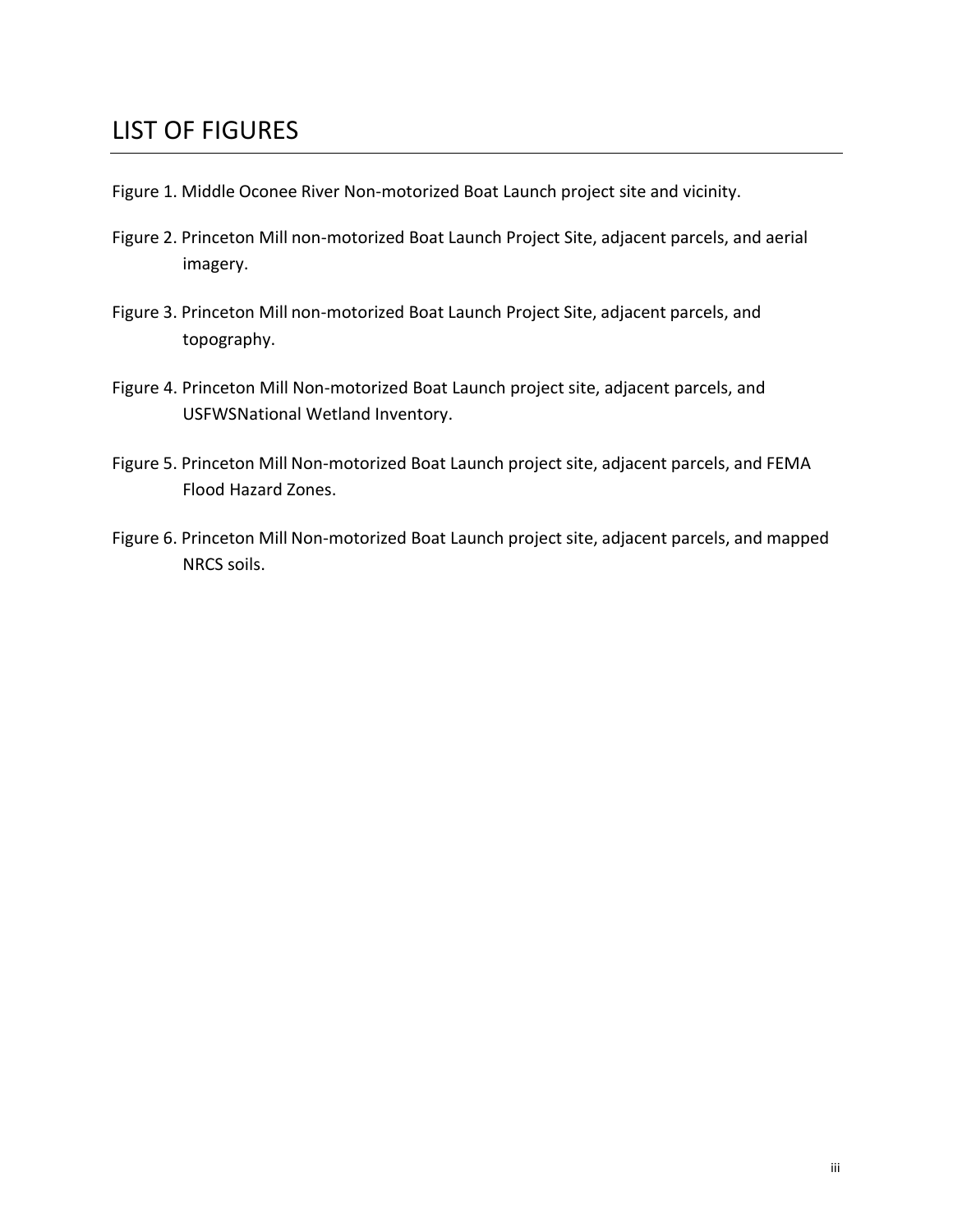# LIST OF FIGURES

Figure 1. Middle Oconee River Non-motorized Boat Launch project site and vicinity.

Figure 2. Princeton Mill non-motorized Boat Launch Project Site, adjacent parcels, and aerial imagery.

Figure 3. Princeton Mill non-motorized Boat Launch Project Site, adjacent parcels, and topography.

Figure 4. Princeton Mill Non-motorized Boat Launch project site, adjacent parcels, and USFWSNational Wetland Inventory.

Figure 5. Princeton Mill Non-motorized Boat Launch project site, adjacent parcels, and FEMA Flood Hazard Zones.

Figure 6. Princeton Mill Non-motorized Boat Launch project site, adjacent parcels, and mapped NRCS soils.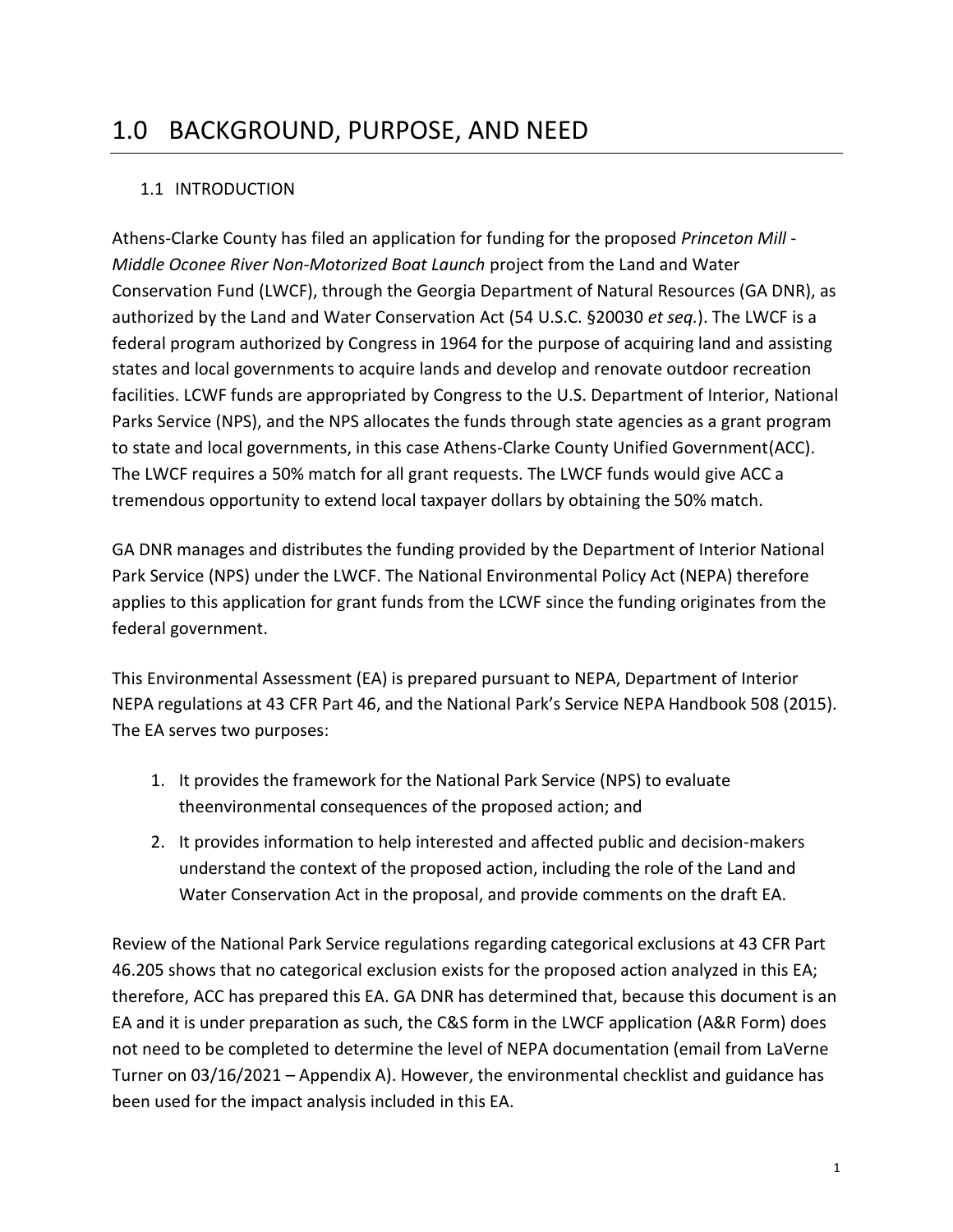# 1.0 BACKGROUND, PURPOSE, AND NEED

## 1.1 INTRODUCTION

Athens-Clarke County has filed an application for funding for the proposed *Princeton Mill - Middle Oconee River Non-Motorized Boat Launch* project from the Land and Water Conservation Fund (LWCF), through the Georgia Department of Natural Resources (GA DNR), as authorized by the Land and Water Conservation Act (54 U.S.C. §20030 *et seq.*). The LWCF is a federal program authorized by Congress in 1964 for the purpose of acquiring land and assisting states and local governments to acquire lands and develop and renovate outdoor recreation facilities. LCWF funds are appropriated by Congress to the U.S. Department of Interior, National Parks Service (NPS), and the NPS allocates the funds through state agencies as a grant program to state and local governments, in this case Athens-Clarke County Unified Government(ACC). The LWCF requires a 50% match for all grant requests. The LWCF funds would give ACC a tremendous opportunity to extend local taxpayer dollars by obtaining the 50% match.

GA DNR manages and distributes the funding provided by the Department of Interior National Park Service (NPS) under the LWCF. The National Environmental Policy Act (NEPA) therefore applies to this application for grant funds from the LCWF since the funding originates from the federal government.

This Environmental Assessment (EA) is prepared pursuant to NEPA, Department of Interior NEPA regulations at 43 CFR Part 46, and the National Park's Service NEPA Handbook 508 (2015). The EA serves two purposes:

1. It provides the framework for the National Park Service (NPS) to evaluate theenvironmental consequences of the proposed action; and
2. It provides information to help interested and affected public and decision-makers understand the context of the proposed action, including the role of the Land and Water Conservation Act in the proposal, and provide comments on the draft EA.

Review of the National Park Service regulations regarding categorical exclusions at 43 CFR Part 46.205 shows that no categorical exclusion exists for the proposed action analyzed in this EA; therefore, ACC has prepared this EA. GA DNR has determined that, because this document is an EA and it is under preparation as such, the C&S form in the LWCF application (A&R Form) does not need to be completed to determine the level of NEPA documentation (email from LaVerne Turner on 03/16/2021 – Appendix A). However, the environmental checklist and guidance has been used for the impact analysis included in this EA.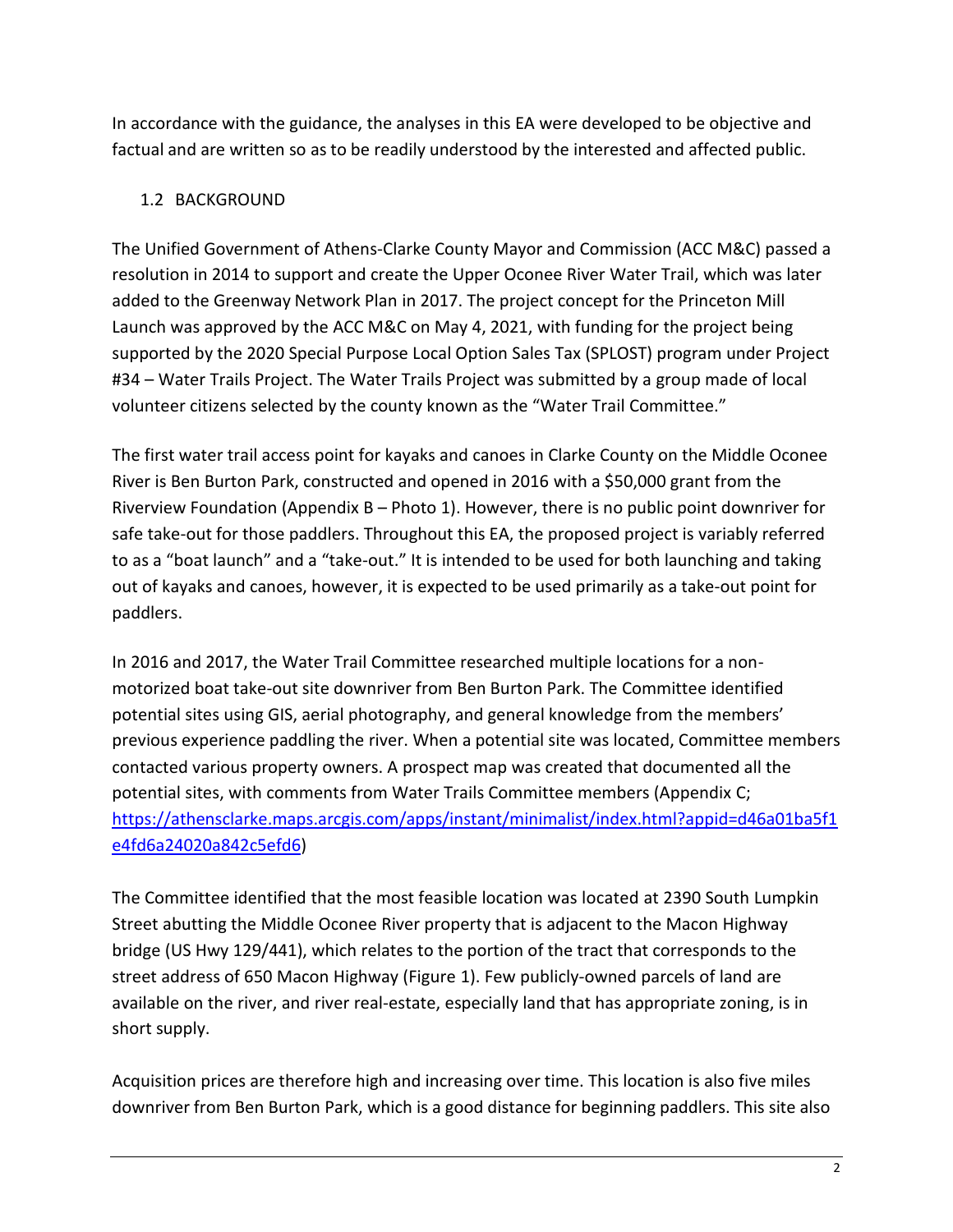In accordance with the guidance, the analyses in this EA were developed to be objective and factual and are written so as to be readily understood by the interested and affected public.

## 1.2 BACKGROUND

The Unified Government of Athens-Clarke County Mayor and Commission (ACC M&C) passed a resolution in 2014 to support and create the Upper Oconee River Water Trail, which was later added to the Greenway Network Plan in 2017. The project concept for the Princeton Mill Launch was approved by the ACC M&C on May 4, 2021, with funding for the project being supported by the 2020 Special Purpose Local Option Sales Tax (SPLOST) program under Project #34 – Water Trails Project. The Water Trails Project was submitted by a group made of local volunteer citizens selected by the county known as the "Water Trail Committee."

The first water trail access point for kayaks and canoes in Clarke County on the Middle Oconee River is Ben Burton Park, constructed and opened in 2016 with a $50,000 grant from the Riverview Foundation (Appendix B – Photo 1). However, there is no public point downriver for safe take-out for those paddlers. Throughout this EA, the proposed project is variably referred to as a "boat launch" and a "take-out." It is intended to be used for both launching and taking out of kayaks and canoes, however, it is expected to be used primarily as a take-out point for paddlers.

In 2016 and 2017, the Water Trail Committee researched multiple locations for a non-motorized boat take-out site downriver from Ben Burton Park. The Committee identified potential sites using GIS, aerial photography, and general knowledge from the members' previous experience paddling the river. When a potential site was located, Committee members contacted various property owners. A prospect map was created that documented all the potential sites, with comments from Water Trails Committee members (Appendix C; [https://athensclarke.maps.arcgis.com/apps/instant/minimalist/index.html?appid=d46a01ba5f1e4fd6a24020a842c5efd6](https://athensclarke.maps.arcgis.com/apps/instant/minimalist/index.html?appid=d46a01ba5f1e4fd6a24020a842c5efd6))

The Committee identified that the most feasible location was located at 2390 South Lumpkin Street abutting the Middle Oconee River property that is adjacent to the Macon Highway bridge (US Hwy 129/441), which relates to the portion of the tract that corresponds to the street address of 650 Macon Highway (Figure 1). Few publicly-owned parcels of land are available on the river, and river real-estate, especially land that has appropriate zoning, is in short supply.

Acquisition prices are therefore high and increasing over time. This location is also five miles downriver from Ben Burton Park, which is a good distance for beginning paddlers. This site also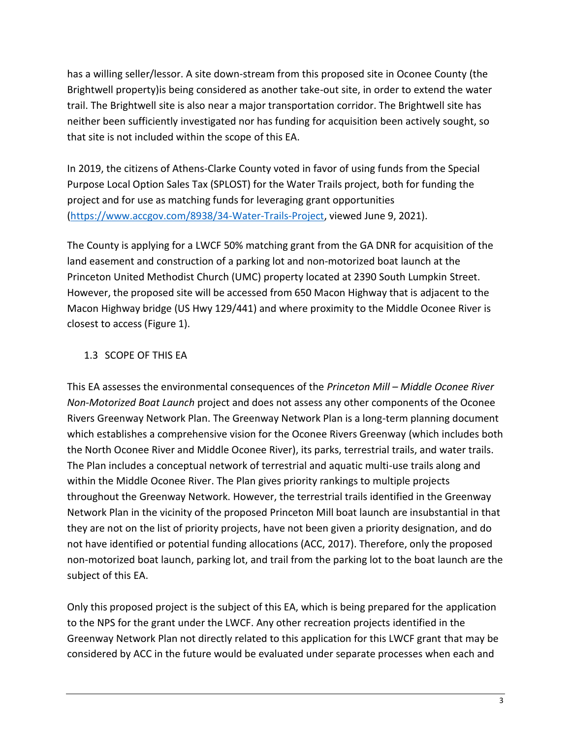has a willing seller/lessor. A site down-stream from this proposed site in Oconee County (the Brightwell property)is being considered as another take-out site, in order to extend the water trail. The Brightwell site is also near a major transportation corridor. The Brightwell site has neither been sufficiently investigated nor has funding for acquisition been actively sought, so that site is not included within the scope of this EA.

In 2019, the citizens of Athens-Clarke County voted in favor of using funds from the Special Purpose Local Option Sales Tax (SPLOST) for the Water Trails project, both for funding the project and for use as matching funds for leveraging grant opportunities ([https://www.accgov.com/8938/34-Water-Trails-Project](https://www.accgov.com/8938/34-Water-Trails-Project), viewed June 9, 2021).

The County is applying for a LWCF 50% matching grant from the GA DNR for acquisition of the land easement and construction of a parking lot and non-motorized boat launch at the Princeton United Methodist Church (UMC) property located at 2390 South Lumpkin Street. However, the proposed site will be accessed from 650 Macon Highway that is adjacent to the Macon Highway bridge (US Hwy 129/441) and where proximity to the Middle Oconee River is closest to access (Figure 1).

### 1.3 SCOPE OF THIS EA

This EA assesses the environmental consequences of the *Princeton Mill – Middle Oconee River Non-Motorized Boat Launch* project and does not assess any other components of the Oconee Rivers Greenway Network Plan. The Greenway Network Plan is a long-term planning document which establishes a comprehensive vision for the Oconee Rivers Greenway (which includes both the North Oconee River and Middle Oconee River), its parks, terrestrial trails, and water trails. The Plan includes a conceptual network of terrestrial and aquatic multi-use trails along and within the Middle Oconee River. The Plan gives priority rankings to multiple projects throughout the Greenway Network. However, the terrestrial trails identified in the Greenway Network Plan in the vicinity of the proposed Princeton Mill boat launch are insubstantial in that they are not on the list of priority projects, have not been given a priority designation, and do not have identified or potential funding allocations (ACC, 2017). Therefore, only the proposed non-motorized boat launch, parking lot, and trail from the parking lot to the boat launch are the subject of this EA.

Only this proposed project is the subject of this EA, which is being prepared for the application to the NPS for the grant under the LWCF. Any other recreation projects identified in the Greenway Network Plan not directly related to this application for this LWCF grant that may be considered by ACC in the future would be evaluated under separate processes when each and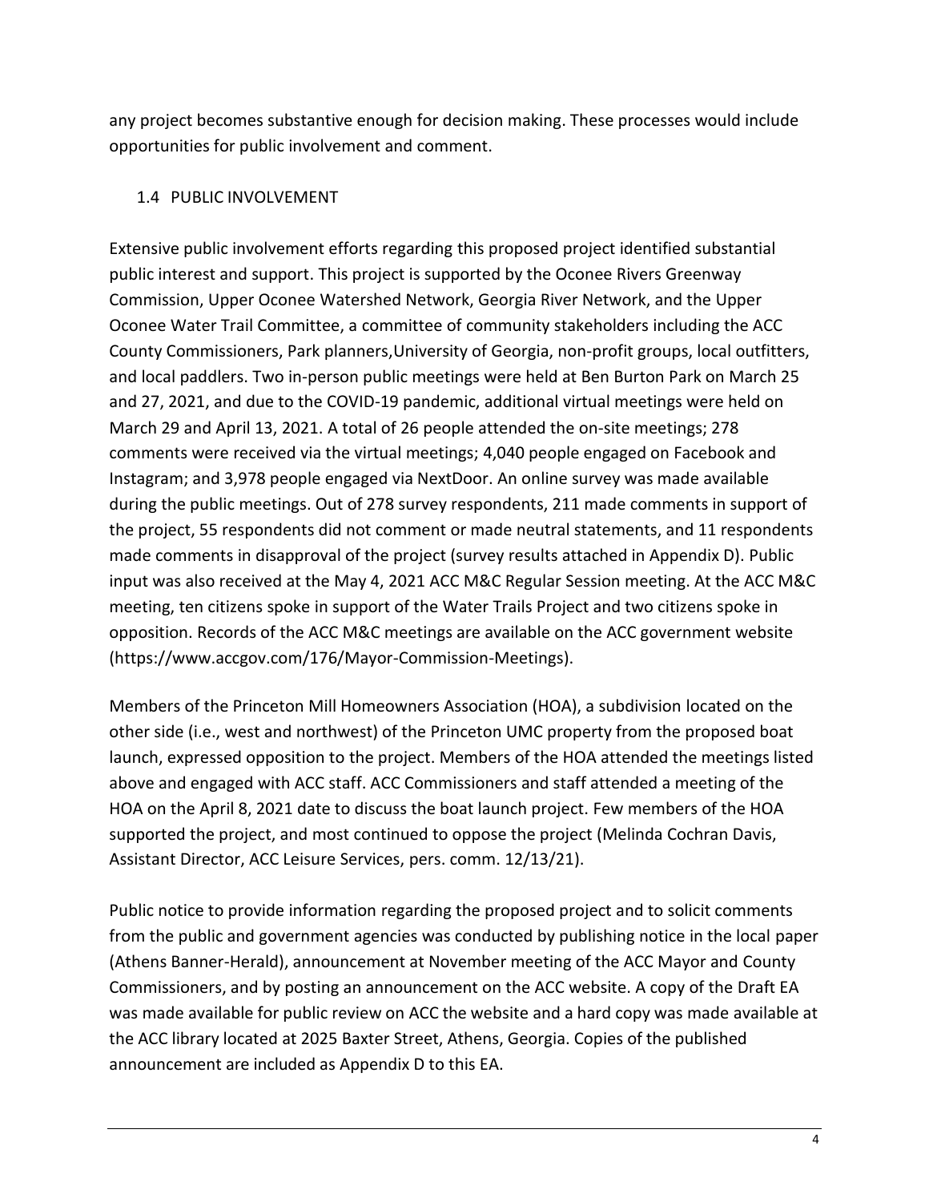any project becomes substantive enough for decision making. These processes would include opportunities for public involvement and comment.

## 1.4 PUBLIC INVOLVEMENT

Extensive public involvement efforts regarding this proposed project identified substantial public interest and support. This project is supported by the Oconee Rivers Greenway Commission, Upper Oconee Watershed Network, Georgia River Network, and the Upper Oconee Water Trail Committee, a committee of community stakeholders including the ACC County Commissioners, Park planners,University of Georgia, non-profit groups, local outfitters, and local paddlers. Two in-person public meetings were held at Ben Burton Park on March 25 and 27, 2021, and due to the COVID-19 pandemic, additional virtual meetings were held on March 29 and April 13, 2021. A total of 26 people attended the on-site meetings; 278 comments were received via the virtual meetings; 4,040 people engaged on Facebook and Instagram; and 3,978 people engaged via NextDoor. An online survey was made available during the public meetings. Out of 278 survey respondents, 211 made comments in support of the project, 55 respondents did not comment or made neutral statements, and 11 respondents made comments in disapproval of the project (survey results attached in Appendix D). Public input was also received at the May 4, 2021 ACC M&C Regular Session meeting. At the ACC M&C meeting, ten citizens spoke in support of the Water Trails Project and two citizens spoke in opposition. Records of the ACC M&C meetings are available on the ACC government website (https://www.accgov.com/176/Mayor-Commission-Meetings).

Members of the Princeton Mill Homeowners Association (HOA), a subdivision located on the other side (i.e., west and northwest) of the Princeton UMC property from the proposed boat launch, expressed opposition to the project. Members of the HOA attended the meetings listed above and engaged with ACC staff. ACC Commissioners and staff attended a meeting of the HOA on the April 8, 2021 date to discuss the boat launch project. Few members of the HOA supported the project, and most continued to oppose the project (Melinda Cochran Davis, Assistant Director, ACC Leisure Services, pers. comm. 12/13/21).

Public notice to provide information regarding the proposed project and to solicit comments from the public and government agencies was conducted by publishing notice in the local paper (Athens Banner-Herald), announcement at November meeting of the ACC Mayor and County Commissioners, and by posting an announcement on the ACC website. A copy of the Draft EA was made available for public review on ACC the website and a hard copy was made available at the ACC library located at 2025 Baxter Street, Athens, Georgia. Copies of the published announcement are included as Appendix D to this EA.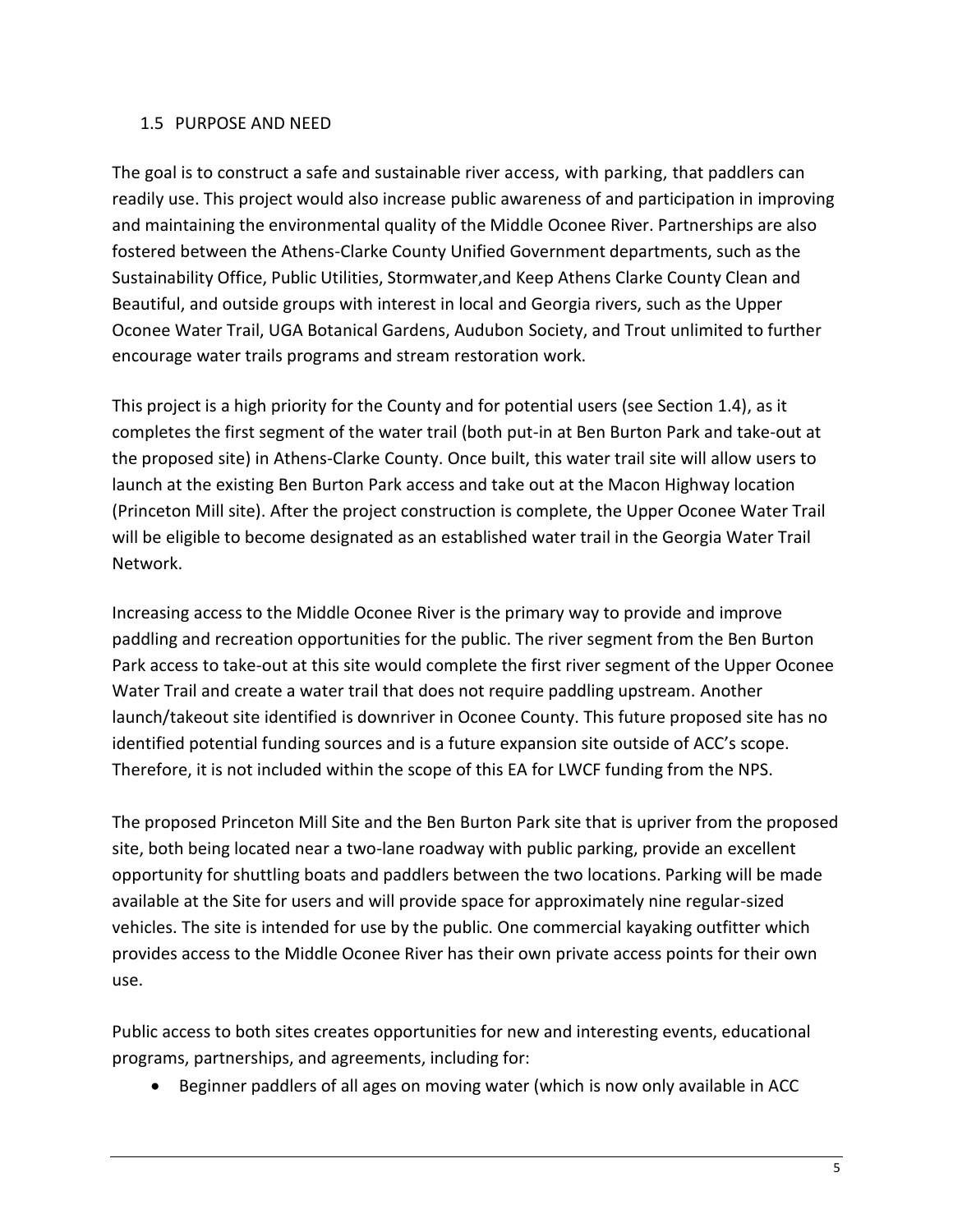## 1.5 PURPOSE AND NEED

The goal is to construct a safe and sustainable river access, with parking, that paddlers can readily use. This project would also increase public awareness of and participation in improving and maintaining the environmental quality of the Middle Oconee River. Partnerships are also fostered between the Athens-Clarke County Unified Government departments, such as the Sustainability Office, Public Utilities, Stormwater,and Keep Athens Clarke County Clean and Beautiful, and outside groups with interest in local and Georgia rivers, such as the Upper Oconee Water Trail, UGA Botanical Gardens, Audubon Society, and Trout unlimited to further encourage water trails programs and stream restoration work.

This project is a high priority for the County and for potential users (see Section 1.4), as it completes the first segment of the water trail (both put-in at Ben Burton Park and take-out at the proposed site) in Athens-Clarke County. Once built, this water trail site will allow users to launch at the existing Ben Burton Park access and take out at the Macon Highway location (Princeton Mill site). After the project construction is complete, the Upper Oconee Water Trail will be eligible to become designated as an established water trail in the Georgia Water Trail Network.

Increasing access to the Middle Oconee River is the primary way to provide and improve paddling and recreation opportunities for the public. The river segment from the Ben Burton Park access to take-out at this site would complete the first river segment of the Upper Oconee Water Trail and create a water trail that does not require paddling upstream. Another launch/takeout site identified is downriver in Oconee County. This future proposed site has no identified potential funding sources and is a future expansion site outside of ACC's scope. Therefore, it is not included within the scope of this EA for LWCF funding from the NPS.

The proposed Princeton Mill Site and the Ben Burton Park site that is upriver from the proposed site, both being located near a two-lane roadway with public parking, provide an excellent opportunity for shuttling boats and paddlers between the two locations. Parking will be made available at the Site for users and will provide space for approximately nine regular-sized vehicles. The site is intended for use by the public. One commercial kayaking outfitter which provides access to the Middle Oconee River has their own private access points for their own use.

Public access to both sites creates opportunities for new and interesting events, educational programs, partnerships, and agreements, including for:

- Beginner paddlers of all ages on moving water (which is now only available in ACC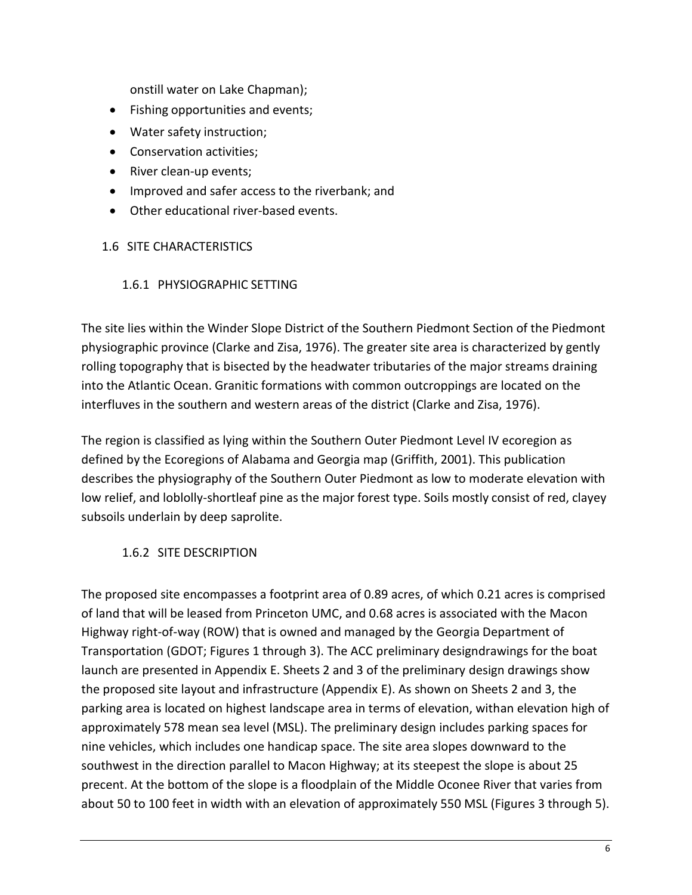onstill water on Lake Chapman);

- Fishing opportunities and events;
- Water safety instruction;
- Conservation activities;
- River clean-up events;
- Improved and safer access to the riverbank; and
- Other educational river-based events.

## 1.6 SITE CHARACTERISTICS

### 1.6.1 PHYSIOGRAPHIC SETTING

The site lies within the Winder Slope District of the Southern Piedmont Section of the Piedmont physiographic province (Clarke and Zisa, 1976). The greater site area is characterized by gently rolling topography that is bisected by the headwater tributaries of the major streams draining into the Atlantic Ocean. Granitic formations with common outcroppings are located on the interfluves in the southern and western areas of the district (Clarke and Zisa, 1976).

The region is classified as lying within the Southern Outer Piedmont Level IV ecoregion as defined by the Ecoregions of Alabama and Georgia map (Griffith, 2001). This publication describes the physiography of the Southern Outer Piedmont as low to moderate elevation with low relief, and loblolly-shortleaf pine as the major forest type. Soils mostly consist of red, clayey subsoils underlain by deep saprolite.

### 1.6.2 SITE DESCRIPTION

The proposed site encompasses a footprint area of 0.89 acres, of which 0.21 acres is comprised of land that will be leased from Princeton UMC, and 0.68 acres is associated with the Macon Highway right-of-way (ROW) that is owned and managed by the Georgia Department of Transportation (GDOT; Figures 1 through 3). The ACC preliminary designdrawings for the boat launch are presented in Appendix E. Sheets 2 and 3 of the preliminary design drawings show the proposed site layout and infrastructure (Appendix E). As shown on Sheets 2 and 3, the parking area is located on highest landscape area in terms of elevation, withan elevation high of approximately 578 mean sea level (MSL). The preliminary design includes parking spaces for nine vehicles, which includes one handicap space. The site area slopes downward to the southwest in the direction parallel to Macon Highway; at its steepest the slope is about 25 precent. At the bottom of the slope is a floodplain of the Middle Oconee River that varies from about 50 to 100 feet in width with an elevation of approximately 550 MSL (Figures 3 through 5).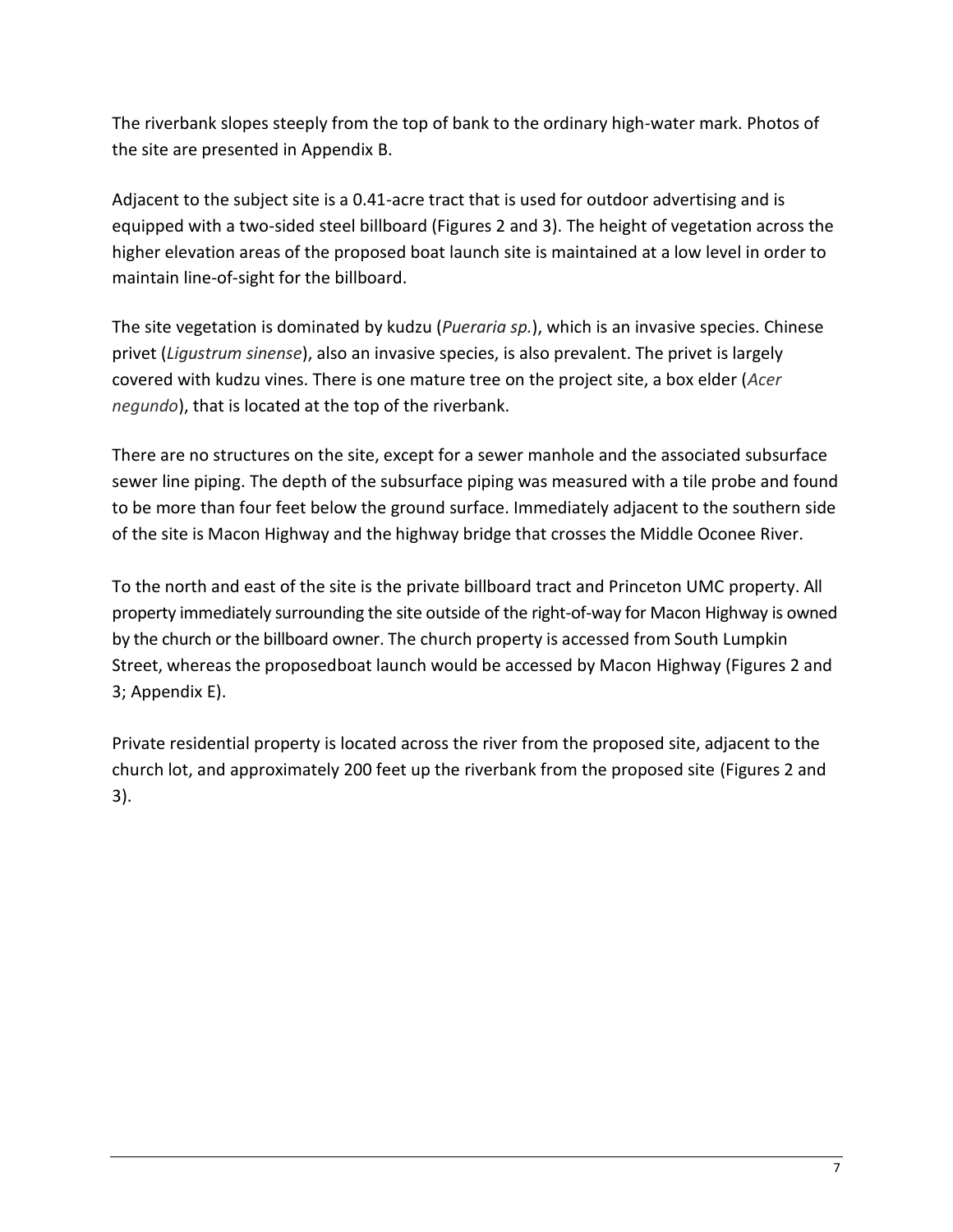The riverbank slopes steeply from the top of bank to the ordinary high-water mark. Photos of the site are presented in Appendix B.

Adjacent to the subject site is a 0.41-acre tract that is used for outdoor advertising and is equipped with a two-sided steel billboard (Figures 2 and 3). The height of vegetation across the higher elevation areas of the proposed boat launch site is maintained at a low level in order to maintain line-of-sight for the billboard.

The site vegetation is dominated by kudzu (*Pueraria sp.*), which is an invasive species. Chinese privet (*Ligustrum sinense*), also an invasive species, is also prevalent. The privet is largely covered with kudzu vines. There is one mature tree on the project site, a box elder (*Acer negundo*), that is located at the top of the riverbank.

There are no structures on the site, except for a sewer manhole and the associated subsurface sewer line piping. The depth of the subsurface piping was measured with a tile probe and found to be more than four feet below the ground surface. Immediately adjacent to the southern side of the site is Macon Highway and the highway bridge that crosses the Middle Oconee River.

To the north and east of the site is the private billboard tract and Princeton UMC property. All property immediately surrounding the site outside of the right-of-way for Macon Highway is owned by the church or the billboard owner. The church property is accessed from South Lumpkin Street, whereas the proposedboat launch would be accessed by Macon Highway (Figures 2 and 3; Appendix E).

Private residential property is located across the river from the proposed site, adjacent to the church lot, and approximately 200 feet up the riverbank from the proposed site (Figures 2 and 3).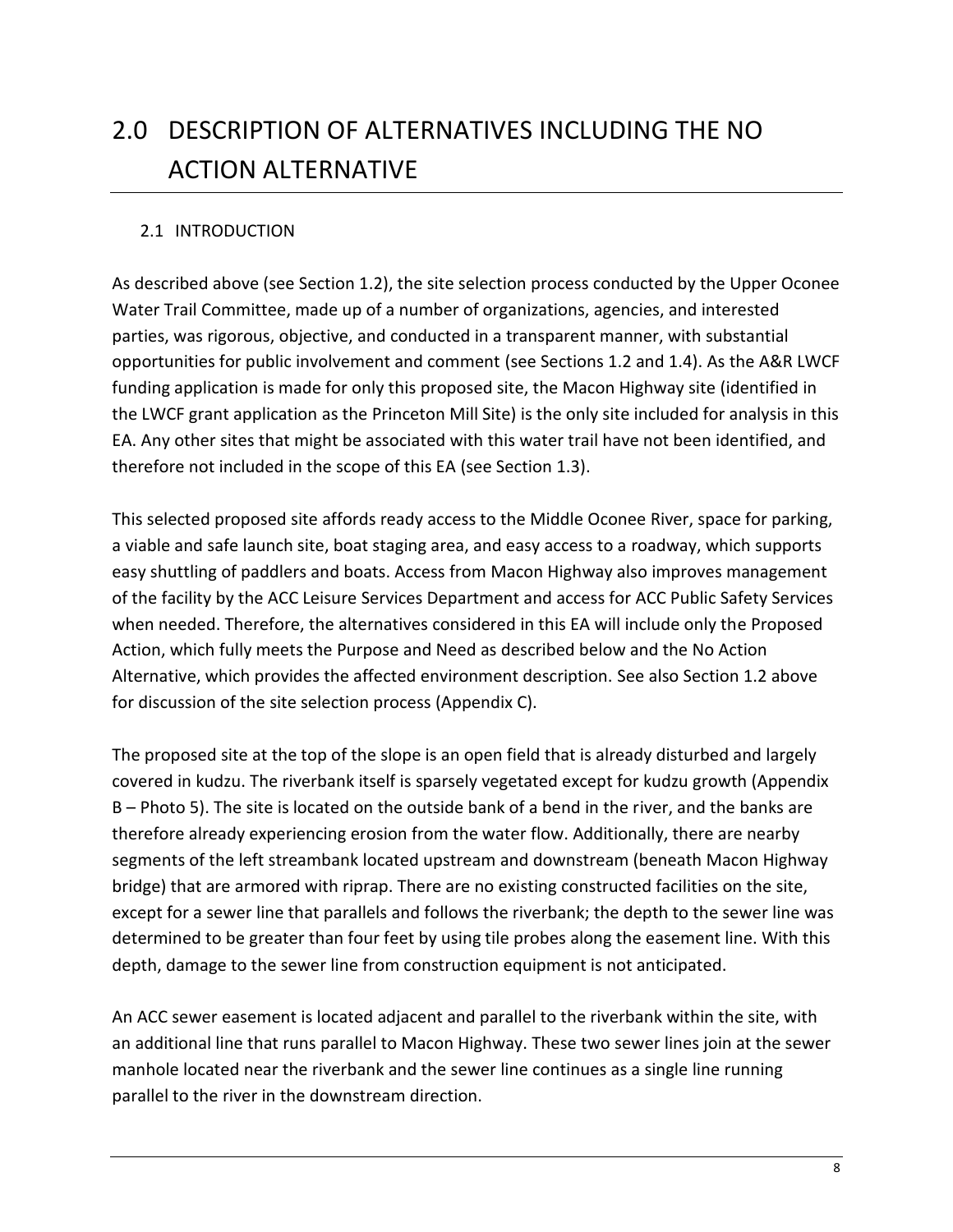# 2.0 DESCRIPTION OF ALTERNATIVES INCLUDING THE NO ACTION ALTERNATIVE

## 2.1 INTRODUCTION

As described above (see Section 1.2), the site selection process conducted by the Upper Oconee Water Trail Committee, made up of a number of organizations, agencies, and interested parties, was rigorous, objective, and conducted in a transparent manner, with substantial opportunities for public involvement and comment (see Sections 1.2 and 1.4). As the A&R LWCF funding application is made for only this proposed site, the Macon Highway site (identified in the LWCF grant application as the Princeton Mill Site) is the only site included for analysis in this EA. Any other sites that might be associated with this water trail have not been identified, and therefore not included in the scope of this EA (see Section 1.3).

This selected proposed site affords ready access to the Middle Oconee River, space for parking, a viable and safe launch site, boat staging area, and easy access to a roadway, which supports easy shuttling of paddlers and boats. Access from Macon Highway also improves management of the facility by the ACC Leisure Services Department and access for ACC Public Safety Services when needed. Therefore, the alternatives considered in this EA will include only the Proposed Action, which fully meets the Purpose and Need as described below and the No Action Alternative, which provides the affected environment description. See also Section 1.2 above for discussion of the site selection process (Appendix C).

The proposed site at the top of the slope is an open field that is already disturbed and largely covered in kudzu. The riverbank itself is sparsely vegetated except for kudzu growth (Appendix B – Photo 5). The site is located on the outside bank of a bend in the river, and the banks are therefore already experiencing erosion from the water flow. Additionally, there are nearby segments of the left streambank located upstream and downstream (beneath Macon Highway bridge) that are armored with riprap. There are no existing constructed facilities on the site, except for a sewer line that parallels and follows the riverbank; the depth to the sewer line was determined to be greater than four feet by using tile probes along the easement line. With this depth, damage to the sewer line from construction equipment is not anticipated.

An ACC sewer easement is located adjacent and parallel to the riverbank within the site, with an additional line that runs parallel to Macon Highway. These two sewer lines join at the sewer manhole located near the riverbank and the sewer line continues as a single line running parallel to the river in the downstream direction.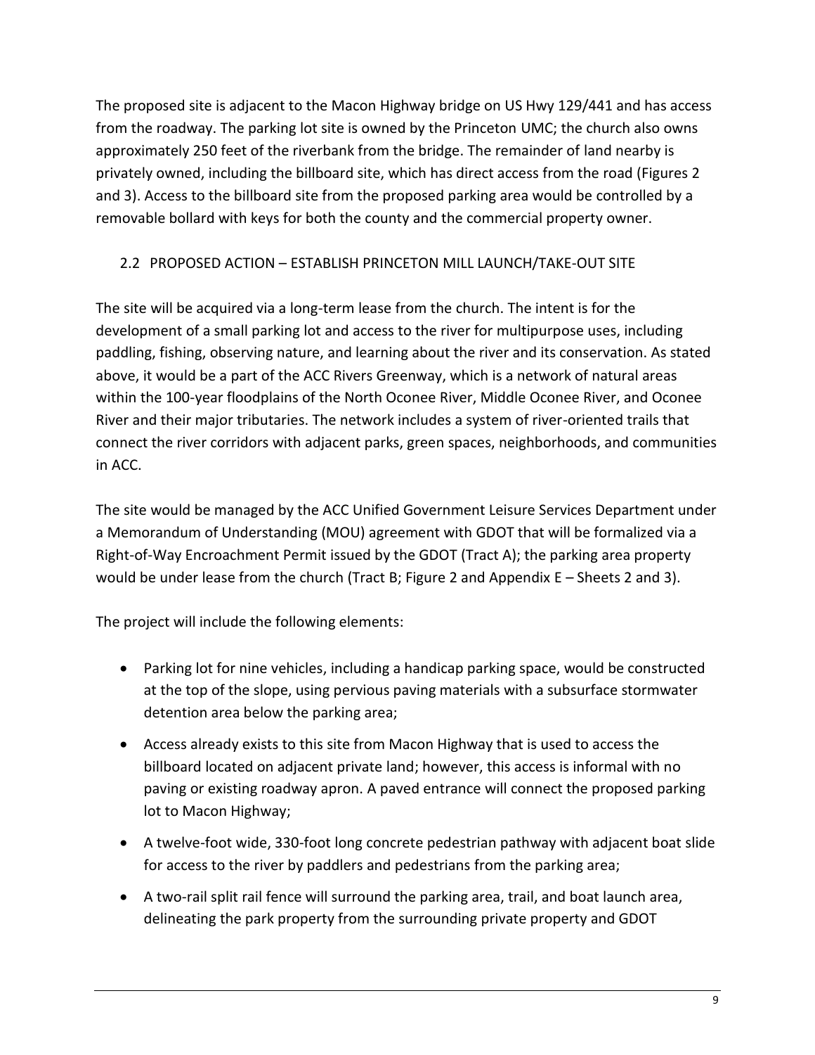The proposed site is adjacent to the Macon Highway bridge on US Hwy 129/441 and has access from the roadway. The parking lot site is owned by the Princeton UMC; the church also owns approximately 250 feet of the riverbank from the bridge. The remainder of land nearby is privately owned, including the billboard site, which has direct access from the road (Figures 2 and 3). Access to the billboard site from the proposed parking area would be controlled by a removable bollard with keys for both the county and the commercial property owner.

## 2.2 PROPOSED ACTION – ESTABLISH PRINCETON MILL LAUNCH/TAKE-OUT SITE

The site will be acquired via a long-term lease from the church. The intent is for the development of a small parking lot and access to the river for multipurpose uses, including paddling, fishing, observing nature, and learning about the river and its conservation. As stated above, it would be a part of the ACC Rivers Greenway, which is a network of natural areas within the 100-year floodplains of the North Oconee River, Middle Oconee River, and Oconee River and their major tributaries. The network includes a system of river-oriented trails that connect the river corridors with adjacent parks, green spaces, neighborhoods, and communities in ACC.

The site would be managed by the ACC Unified Government Leisure Services Department under a Memorandum of Understanding (MOU) agreement with GDOT that will be formalized via a Right-of-Way Encroachment Permit issued by the GDOT (Tract A); the parking area property would be under lease from the church (Tract B; Figure 2 and Appendix E – Sheets 2 and 3).

The project will include the following elements:

- Parking lot for nine vehicles, including a handicap parking space, would be constructed at the top of the slope, using pervious paving materials with a subsurface stormwater detention area below the parking area;
- Access already exists to this site from Macon Highway that is used to access the billboard located on adjacent private land; however, this access is informal with no paving or existing roadway apron. A paved entrance will connect the proposed parking lot to Macon Highway;
- A twelve-foot wide, 330-foot long concrete pedestrian pathway with adjacent boat slide for access to the river by paddlers and pedestrians from the parking area;
- A two-rail split rail fence will surround the parking area, trail, and boat launch area, delineating the park property from the surrounding private property and GDOT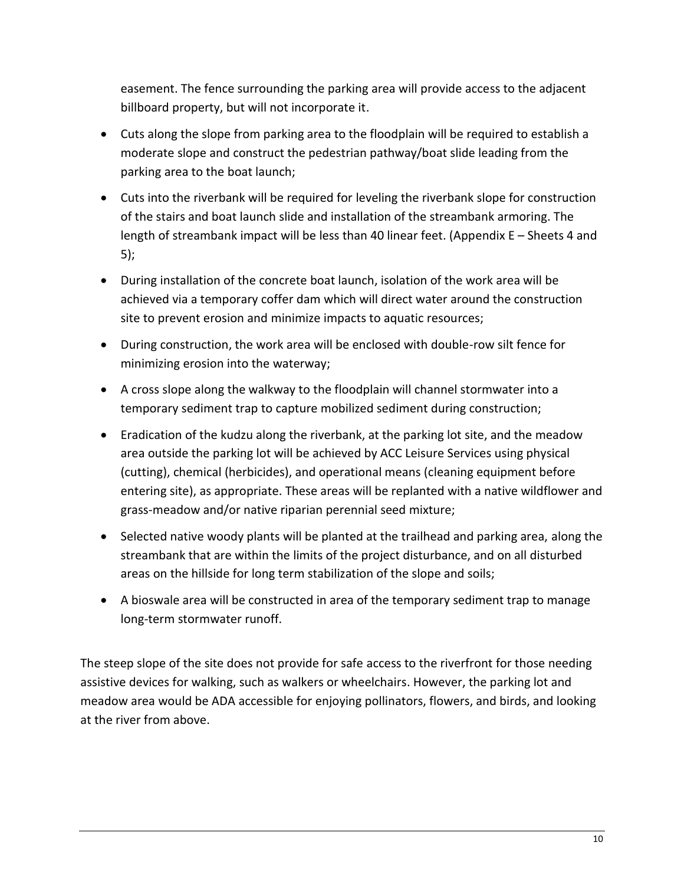easement. The fence surrounding the parking area will provide access to the adjacent billboard property, but will not incorporate it.

- Cuts along the slope from parking area to the floodplain will be required to establish a moderate slope and construct the pedestrian pathway/boat slide leading from the parking area to the boat launch;
- Cuts into the riverbank will be required for leveling the riverbank slope for construction of the stairs and boat launch slide and installation of the streambank armoring. The length of streambank impact will be less than 40 linear feet. (Appendix E – Sheets 4 and 5);
- During installation of the concrete boat launch, isolation of the work area will be achieved via a temporary coffer dam which will direct water around the construction site to prevent erosion and minimize impacts to aquatic resources;
- During construction, the work area will be enclosed with double-row silt fence for minimizing erosion into the waterway;
- A cross slope along the walkway to the floodplain will channel stormwater into a temporary sediment trap to capture mobilized sediment during construction;
- Eradication of the kudzu along the riverbank, at the parking lot site, and the meadow area outside the parking lot will be achieved by ACC Leisure Services using physical (cutting), chemical (herbicides), and operational means (cleaning equipment before entering site), as appropriate. These areas will be replanted with a native wildflower and grass-meadow and/or native riparian perennial seed mixture;
- Selected native woody plants will be planted at the trailhead and parking area, along the streambank that are within the limits of the project disturbance, and on all disturbed areas on the hillside for long term stabilization of the slope and soils;
- A bioswale area will be constructed in area of the temporary sediment trap to manage long-term stormwater runoff.

The steep slope of the site does not provide for safe access to the riverfront for those needing assistive devices for walking, such as walkers or wheelchairs. However, the parking lot and meadow area would be ADA accessible for enjoying pollinators, flowers, and birds, and looking at the river from above.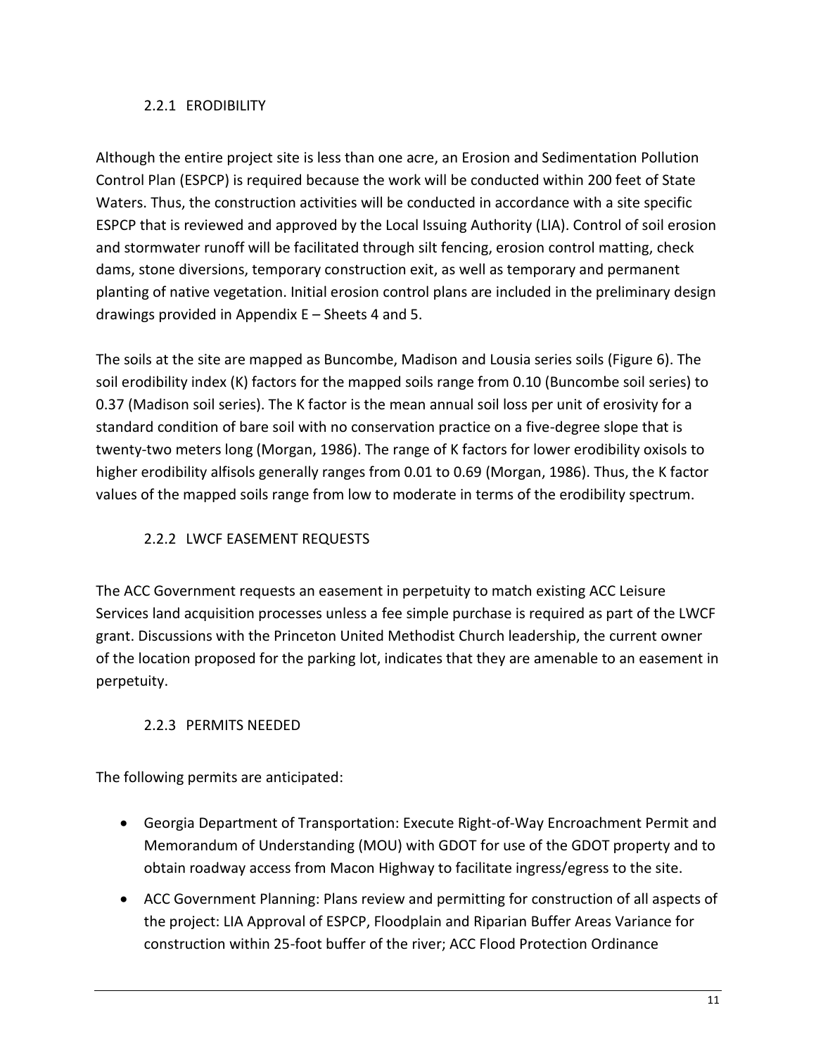### 2.2.1 ERODIBILITY

Although the entire project site is less than one acre, an Erosion and Sedimentation Pollution Control Plan (ESPCP) is required because the work will be conducted within 200 feet of State Waters. Thus, the construction activities will be conducted in accordance with a site specific ESPCP that is reviewed and approved by the Local Issuing Authority (LIA). Control of soil erosion and stormwater runoff will be facilitated through silt fencing, erosion control matting, check dams, stone diversions, temporary construction exit, as well as temporary and permanent planting of native vegetation. Initial erosion control plans are included in the preliminary design drawings provided in Appendix E – Sheets 4 and 5.

The soils at the site are mapped as Buncombe, Madison and Lousia series soils (Figure 6). The soil erodibility index (K) factors for the mapped soils range from 0.10 (Buncombe soil series) to 0.37 (Madison soil series). The K factor is the mean annual soil loss per unit of erosivity for a standard condition of bare soil with no conservation practice on a five-degree slope that is twenty-two meters long (Morgan, 1986). The range of K factors for lower erodibility oxisols to higher erodibility alfisols generally ranges from 0.01 to 0.69 (Morgan, 1986). Thus, the K factor values of the mapped soils range from low to moderate in terms of the erodibility spectrum.

### 2.2.2 LWCF EASEMENT REQUESTS

The ACC Government requests an easement in perpetuity to match existing ACC Leisure Services land acquisition processes unless a fee simple purchase is required as part of the LWCF grant. Discussions with the Princeton United Methodist Church leadership, the current owner of the location proposed for the parking lot, indicates that they are amenable to an easement in perpetuity.

### 2.2.3 PERMITS NEEDED

The following permits are anticipated:

- Georgia Department of Transportation: Execute Right-of-Way Encroachment Permit and Memorandum of Understanding (MOU) with GDOT for use of the GDOT property and to obtain roadway access from Macon Highway to facilitate ingress/egress to the site.
- ACC Government Planning: Plans review and permitting for construction of all aspects of the project: LIA Approval of ESPCP, Floodplain and Riparian Buffer Areas Variance for construction within 25-foot buffer of the river; ACC Flood Protection Ordinance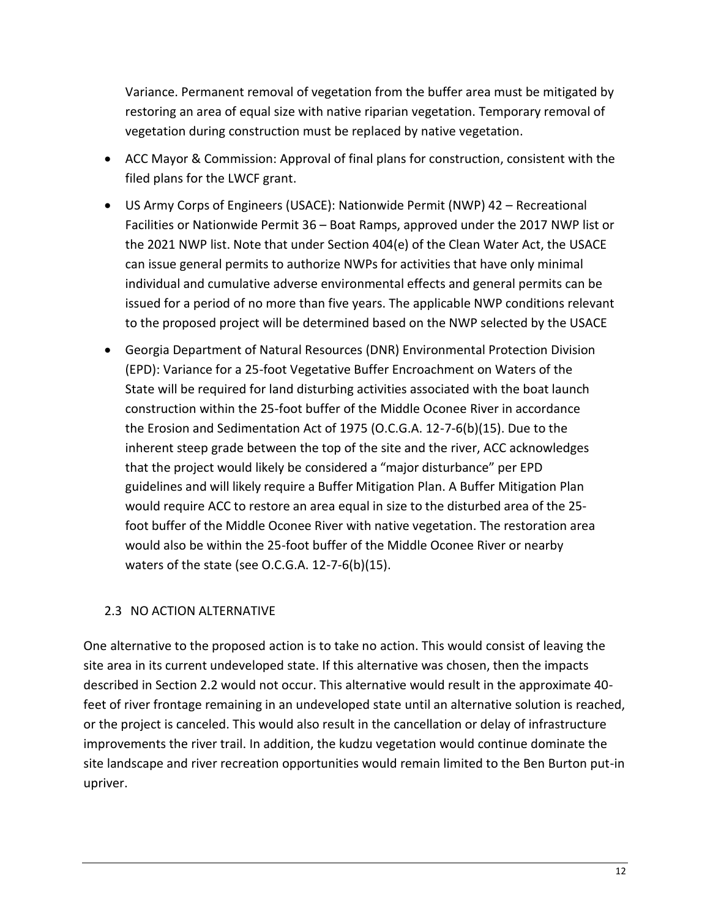Variance. Permanent removal of vegetation from the buffer area must be mitigated by restoring an area of equal size with native riparian vegetation. Temporary removal of vegetation during construction must be replaced by native vegetation.

- ACC Mayor & Commission: Approval of final plans for construction, consistent with the filed plans for the LWCF grant.
- US Army Corps of Engineers (USACE): Nationwide Permit (NWP) 42 – Recreational Facilities or Nationwide Permit 36 – Boat Ramps, approved under the 2017 NWP list or the 2021 NWP list. Note that under Section 404(e) of the Clean Water Act, the USACE can issue general permits to authorize NWPs for activities that have only minimal individual and cumulative adverse environmental effects and general permits can be issued for a period of no more than five years. The applicable NWP conditions relevant to the proposed project will be determined based on the NWP selected by the USACE
- Georgia Department of Natural Resources (DNR) Environmental Protection Division (EPD): Variance for a 25-foot Vegetative Buffer Encroachment on Waters of the State will be required for land disturbing activities associated with the boat launch construction within the 25-foot buffer of the Middle Oconee River in accordance the Erosion and Sedimentation Act of 1975 (O.C.G.A. 12-7-6(b)(15). Due to the inherent steep grade between the top of the site and the river, ACC acknowledges that the project would likely be considered a "major disturbance" per EPD guidelines and will likely require a Buffer Mitigation Plan. A Buffer Mitigation Plan would require ACC to restore an area equal in size to the disturbed area of the 25-foot buffer of the Middle Oconee River with native vegetation. The restoration area would also be within the 25-foot buffer of the Middle Oconee River or nearby waters of the state (see O.C.G.A. 12-7-6(b)(15).

## 2.3 NO ACTION ALTERNATIVE

One alternative to the proposed action is to take no action. This would consist of leaving the site area in its current undeveloped state. If this alternative was chosen, then the impacts described in Section 2.2 would not occur. This alternative would result in the approximate 40-feet of river frontage remaining in an undeveloped state until an alternative solution is reached, or the project is canceled. This would also result in the cancellation or delay of infrastructure improvements the river trail. In addition, the kudzu vegetation would continue dominate the site landscape and river recreation opportunities would remain limited to the Ben Burton put-in upriver.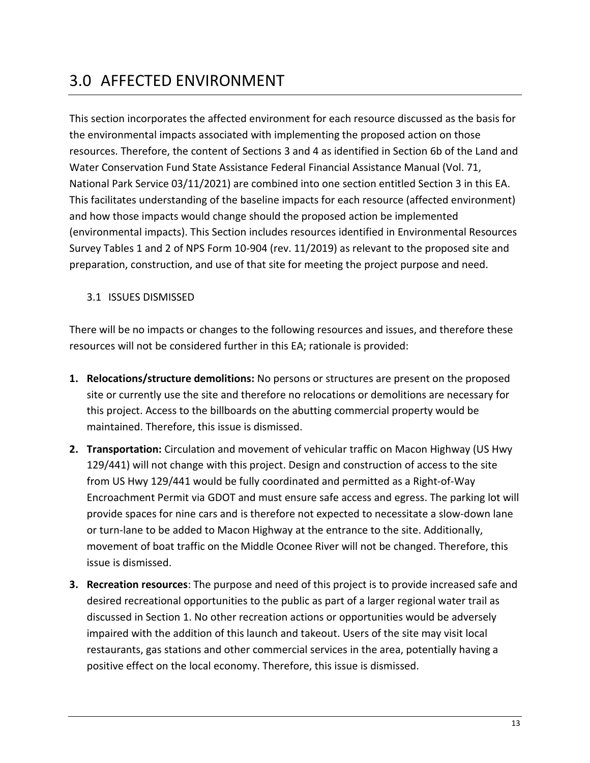# 3.0 AFFECTED ENVIRONMENT

This section incorporates the affected environment for each resource discussed as the basis for the environmental impacts associated with implementing the proposed action on those resources. Therefore, the content of Sections 3 and 4 as identified in Section 6b of the Land and Water Conservation Fund State Assistance Federal Financial Assistance Manual (Vol. 71, National Park Service 03/11/2021) are combined into one section entitled Section 3 in this EA. This facilitates understanding of the baseline impacts for each resource (affected environment) and how those impacts would change should the proposed action be implemented (environmental impacts). This Section includes resources identified in Environmental Resources Survey Tables 1 and 2 of NPS Form 10-904 (rev. 11/2019) as relevant to the proposed site and preparation, construction, and use of that site for meeting the project purpose and need.

## 3.1 ISSUES DISMISSED

There will be no impacts or changes to the following resources and issues, and therefore these resources will not be considered further in this EA; rationale is provided:

1. **Relocations/structure demolitions:** No persons or structures are present on the proposed site or currently use the site and therefore no relocations or demolitions are necessary for this project. Access to the billboards on the abutting commercial property would be maintained. Therefore, this issue is dismissed.
2. **Transportation:** Circulation and movement of vehicular traffic on Macon Highway (US Hwy 129/441) will not change with this project. Design and construction of access to the site from US Hwy 129/441 would be fully coordinated and permitted as a Right-of-Way Encroachment Permit via GDOT and must ensure safe access and egress. The parking lot will provide spaces for nine cars and is therefore not expected to necessitate a slow-down lane or turn-lane to be added to Macon Highway at the entrance to the site. Additionally, movement of boat traffic on the Middle Oconee River will not be changed. Therefore, this issue is dismissed.
3. **Recreation resources**: The purpose and need of this project is to provide increased safe and desired recreational opportunities to the public as part of a larger regional water trail as discussed in Section 1. No other recreation actions or opportunities would be adversely impaired with the addition of this launch and takeout. Users of the site may visit local restaurants, gas stations and other commercial services in the area, potentially having a positive effect on the local economy. Therefore, this issue is dismissed.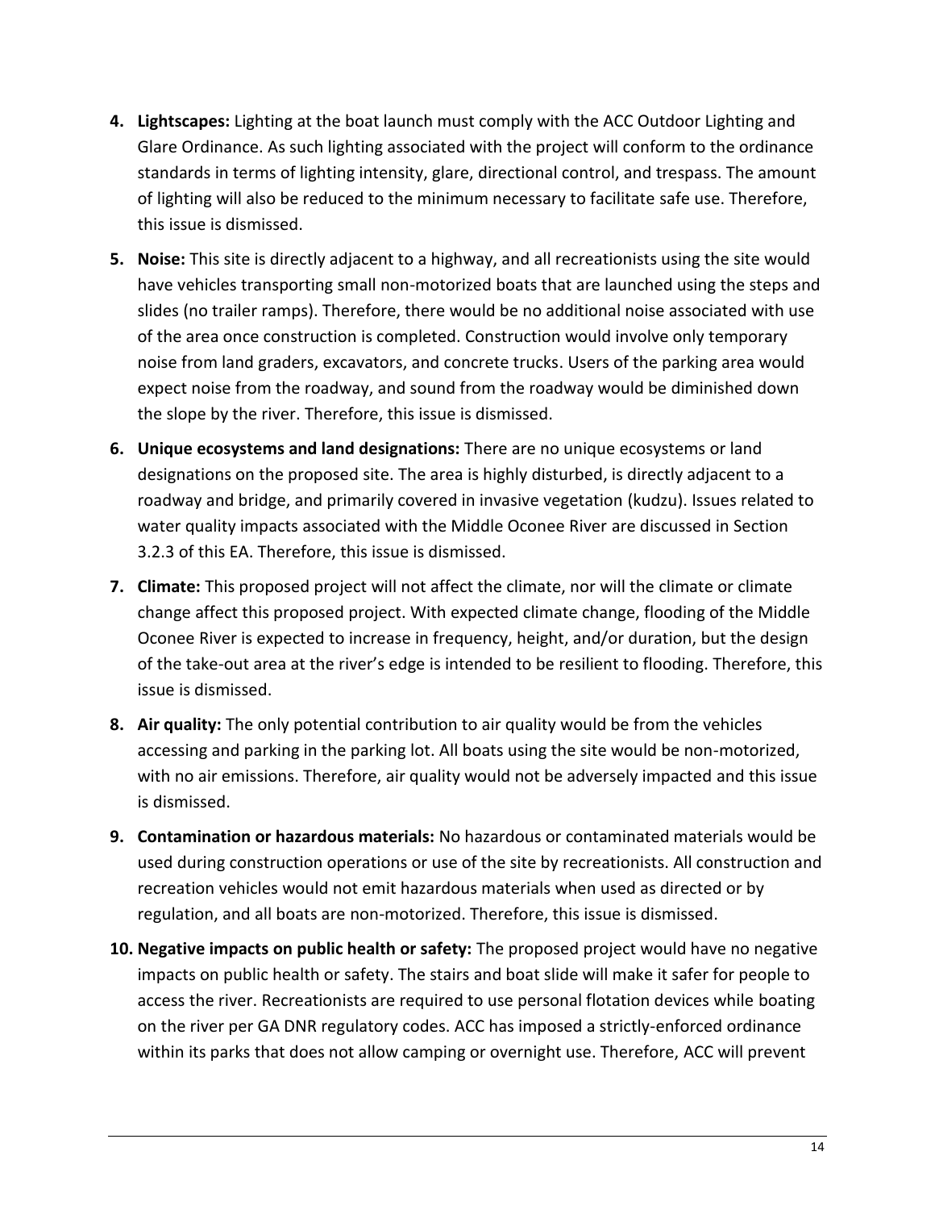4. **Lightscapes:** Lighting at the boat launch must comply with the ACC Outdoor Lighting and Glare Ordinance. As such lighting associated with the project will conform to the ordinance standards in terms of lighting intensity, glare, directional control, and trespass. The amount of lighting will also be reduced to the minimum necessary to facilitate safe use. Therefore, this issue is dismissed.

5. **Noise:** This site is directly adjacent to a highway, and all recreationists using the site would have vehicles transporting small non-motorized boats that are launched using the steps and slides (no trailer ramps). Therefore, there would be no additional noise associated with use of the area once construction is completed. Construction would involve only temporary noise from land graders, excavators, and concrete trucks. Users of the parking area would expect noise from the roadway, and sound from the roadway would be diminished down the slope by the river. Therefore, this issue is dismissed.

6. **Unique ecosystems and land designations:** There are no unique ecosystems or land designations on the proposed site. The area is highly disturbed, is directly adjacent to a roadway and bridge, and primarily covered in invasive vegetation (kudzu). Issues related to water quality impacts associated with the Middle Oconee River are discussed in Section 3.2.3 of this EA. Therefore, this issue is dismissed.

7. **Climate:** This proposed project will not affect the climate, nor will the climate or climate change affect this proposed project. With expected climate change, flooding of the Middle Oconee River is expected to increase in frequency, height, and/or duration, but the design of the take-out area at the river's edge is intended to be resilient to flooding. Therefore, this issue is dismissed.

8. **Air quality:** The only potential contribution to air quality would be from the vehicles accessing and parking in the parking lot. All boats using the site would be non-motorized, with no air emissions. Therefore, air quality would not be adversely impacted and this issue is dismissed.

9. **Contamination or hazardous materials:** No hazardous or contaminated materials would be used during construction operations or use of the site by recreationists. All construction and recreation vehicles would not emit hazardous materials when used as directed or by regulation, and all boats are non-motorized. Therefore, this issue is dismissed.

10. **Negative impacts on public health or safety:** The proposed project would have no negative impacts on public health or safety. The stairs and boat slide will make it safer for people to access the river. Recreationists are required to use personal flotation devices while boating on the river per GA DNR regulatory codes. ACC has imposed a strictly-enforced ordinance within its parks that does not allow camping or overnight use. Therefore, ACC will prevent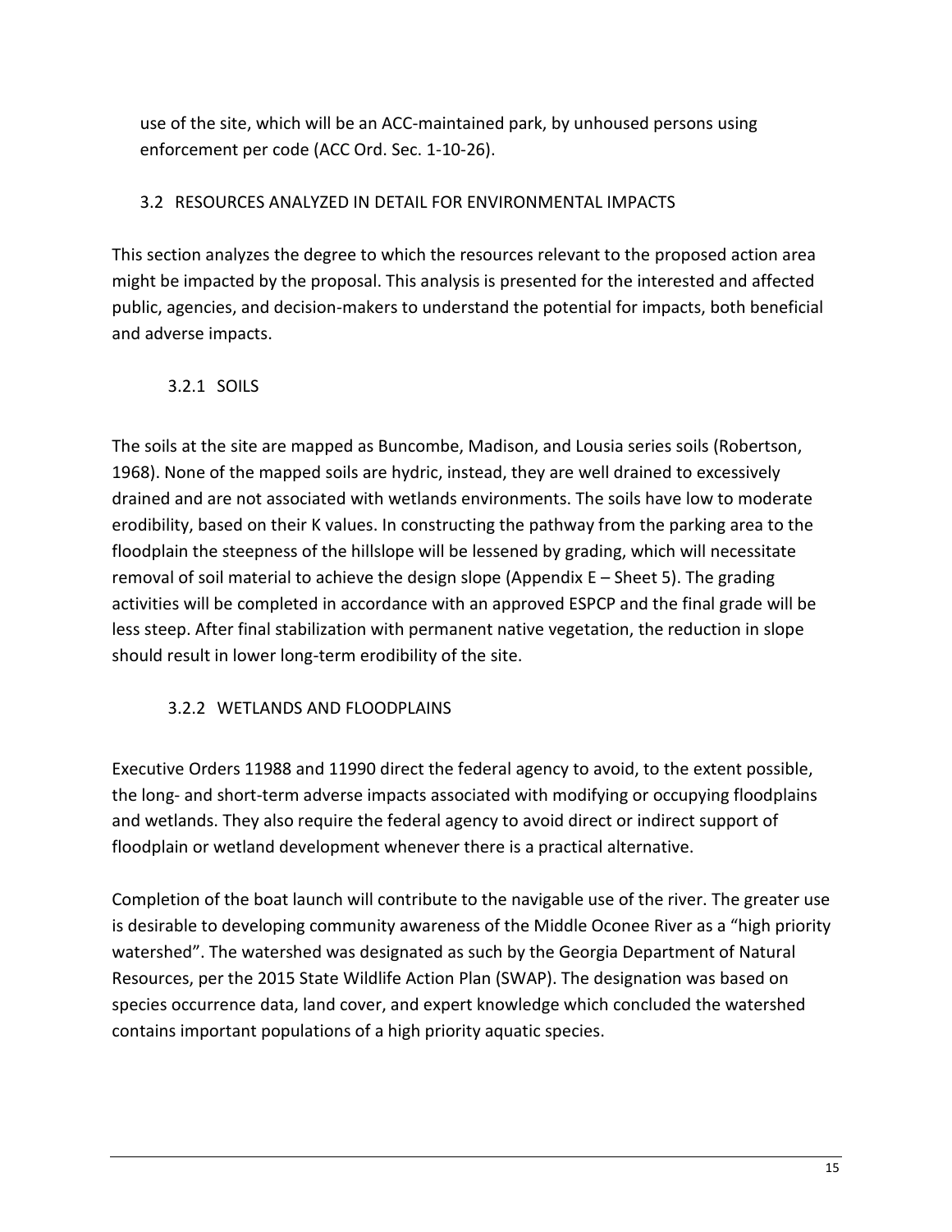use of the site, which will be an ACC-maintained park, by unhoused persons using enforcement per code (ACC Ord. Sec. 1-10-26).

## 3.2 RESOURCES ANALYZED IN DETAIL FOR ENVIRONMENTAL IMPACTS

This section analyzes the degree to which the resources relevant to the proposed action area might be impacted by the proposal. This analysis is presented for the interested and affected public, agencies, and decision-makers to understand the potential for impacts, both beneficial and adverse impacts.

### 3.2.1 SOILS

The soils at the site are mapped as Buncombe, Madison, and Lousia series soils (Robertson, 1968). None of the mapped soils are hydric, instead, they are well drained to excessively drained and are not associated with wetlands environments. The soils have low to moderate erodibility, based on their K values. In constructing the pathway from the parking area to the floodplain the steepness of the hillslope will be lessened by grading, which will necessitate removal of soil material to achieve the design slope (Appendix E – Sheet 5). The grading activities will be completed in accordance with an approved ESPCP and the final grade will be less steep. After final stabilization with permanent native vegetation, the reduction in slope should result in lower long-term erodibility of the site.

### 3.2.2 WETLANDS AND FLOODPLAINS

Executive Orders 11988 and 11990 direct the federal agency to avoid, to the extent possible, the long- and short-term adverse impacts associated with modifying or occupying floodplains and wetlands. They also require the federal agency to avoid direct or indirect support of floodplain or wetland development whenever there is a practical alternative.

Completion of the boat launch will contribute to the navigable use of the river. The greater use is desirable to developing community awareness of the Middle Oconee River as a "high priority watershed". The watershed was designated as such by the Georgia Department of Natural Resources, per the 2015 State Wildlife Action Plan (SWAP). The designation was based on species occurrence data, land cover, and expert knowledge which concluded the watershed contains important populations of a high priority aquatic species.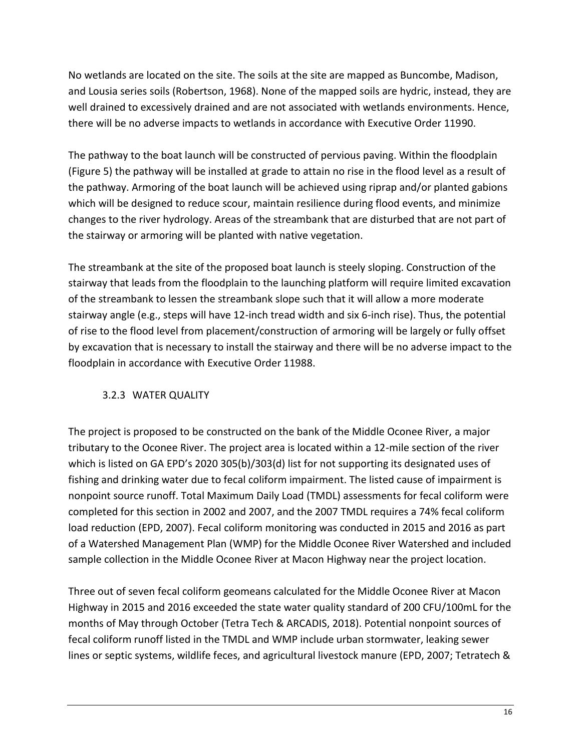No wetlands are located on the site. The soils at the site are mapped as Buncombe, Madison, and Lousia series soils (Robertson, 1968). None of the mapped soils are hydric, instead, they are well drained to excessively drained and are not associated with wetlands environments. Hence, there will be no adverse impacts to wetlands in accordance with Executive Order 11990.

The pathway to the boat launch will be constructed of pervious paving. Within the floodplain (Figure 5) the pathway will be installed at grade to attain no rise in the flood level as a result of the pathway. Armoring of the boat launch will be achieved using riprap and/or planted gabions which will be designed to reduce scour, maintain resilience during flood events, and minimize changes to the river hydrology. Areas of the streambank that are disturbed that are not part of the stairway or armoring will be planted with native vegetation.

The streambank at the site of the proposed boat launch is steely sloping. Construction of the stairway that leads from the floodplain to the launching platform will require limited excavation of the streambank to lessen the streambank slope such that it will allow a more moderate stairway angle (e.g., steps will have 12-inch tread width and six 6-inch rise). Thus, the potential of rise to the flood level from placement/construction of armoring will be largely or fully offset by excavation that is necessary to install the stairway and there will be no adverse impact to the floodplain in accordance with Executive Order 11988.

### 3.2.3 WATER QUALITY

The project is proposed to be constructed on the bank of the Middle Oconee River, a major tributary to the Oconee River. The project area is located within a 12-mile section of the river which is listed on GA EPD's 2020 305(b)/303(d) list for not supporting its designated uses of fishing and drinking water due to fecal coliform impairment. The listed cause of impairment is nonpoint source runoff. Total Maximum Daily Load (TMDL) assessments for fecal coliform were completed for this section in 2002 and 2007, and the 2007 TMDL requires a 74% fecal coliform load reduction (EPD, 2007). Fecal coliform monitoring was conducted in 2015 and 2016 as part of a Watershed Management Plan (WMP) for the Middle Oconee River Watershed and included sample collection in the Middle Oconee River at Macon Highway near the project location.

Three out of seven fecal coliform geomeans calculated for the Middle Oconee River at Macon Highway in 2015 and 2016 exceeded the state water quality standard of 200 CFU/100mL for the months of May through October (Tetra Tech & ARCADIS, 2018). Potential nonpoint sources of fecal coliform runoff listed in the TMDL and WMP include urban stormwater, leaking sewer lines or septic systems, wildlife feces, and agricultural livestock manure (EPD, 2007; Tetratech &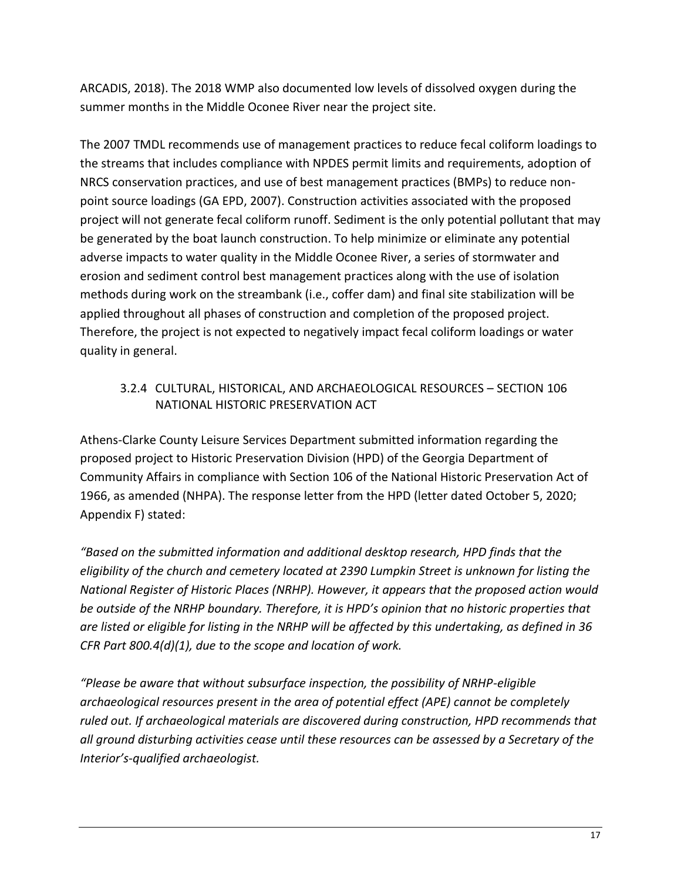ARCADIS, 2018). The 2018 WMP also documented low levels of dissolved oxygen during the summer months in the Middle Oconee River near the project site.

The 2007 TMDL recommends use of management practices to reduce fecal coliform loadings to the streams that includes compliance with NPDES permit limits and requirements, adoption of NRCS conservation practices, and use of best management practices (BMPs) to reduce non-point source loadings (GA EPD, 2007). Construction activities associated with the proposed project will not generate fecal coliform runoff. Sediment is the only potential pollutant that may be generated by the boat launch construction. To help minimize or eliminate any potential adverse impacts to water quality in the Middle Oconee River, a series of stormwater and erosion and sediment control best management practices along with the use of isolation methods during work on the streambank (i.e., coffer dam) and final site stabilization will be applied throughout all phases of construction and completion of the proposed project. Therefore, the project is not expected to negatively impact fecal coliform loadings or water quality in general.

### 3.2.4 CULTURAL, HISTORICAL, AND ARCHAEOLOGICAL RESOURCES – SECTION 106 NATIONAL HISTORIC PRESERVATION ACT

Athens-Clarke County Leisure Services Department submitted information regarding the proposed project to Historic Preservation Division (HPD) of the Georgia Department of Community Affairs in compliance with Section 106 of the National Historic Preservation Act of 1966, as amended (NHPA). The response letter from the HPD (letter dated October 5, 2020; Appendix F) stated:

*"Based on the submitted information and additional desktop research, HPD finds that the eligibility of the church and cemetery located at 2390 Lumpkin Street is unknown for listing the National Register of Historic Places (NRHP). However, it appears that the proposed action would be outside of the NRHP boundary. Therefore, it is HPD's opinion that no historic properties that are listed or eligible for listing in the NRHP will be affected by this undertaking, as defined in 36 CFR Part 800.4(d)(1), due to the scope and location of work.*

*"Please be aware that without subsurface inspection, the possibility of NRHP-eligible archaeological resources present in the area of potential effect (APE) cannot be completely ruled out. If archaeological materials are discovered during construction, HPD recommends that all ground disturbing activities cease until these resources can be assessed by a Secretary of the Interior's-qualified archaeologist.*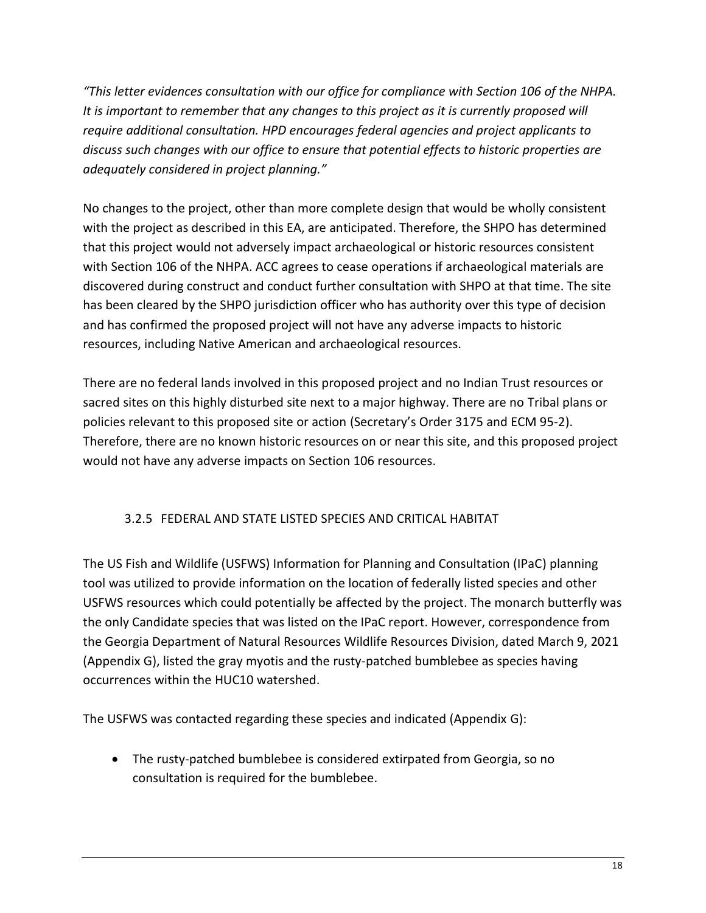*"This letter evidences consultation with our office for compliance with Section 106 of the NHPA. It is important to remember that any changes to this project as it is currently proposed will require additional consultation. HPD encourages federal agencies and project applicants to discuss such changes with our office to ensure that potential effects to historic properties are adequately considered in project planning."*

No changes to the project, other than more complete design that would be wholly consistent with the project as described in this EA, are anticipated. Therefore, the SHPO has determined that this project would not adversely impact archaeological or historic resources consistent with Section 106 of the NHPA. ACC agrees to cease operations if archaeological materials are discovered during construct and conduct further consultation with SHPO at that time. The site has been cleared by the SHPO jurisdiction officer who has authority over this type of decision and has confirmed the proposed project will not have any adverse impacts to historic resources, including Native American and archaeological resources.

There are no federal lands involved in this proposed project and no Indian Trust resources or sacred sites on this highly disturbed site next to a major highway. There are no Tribal plans or policies relevant to this proposed site or action (Secretary's Order 3175 and ECM 95-2). Therefore, there are no known historic resources on or near this site, and this proposed project would not have any adverse impacts on Section 106 resources.

### 3.2.5 FEDERAL AND STATE LISTED SPECIES AND CRITICAL HABITAT

The US Fish and Wildlife (USFWS) Information for Planning and Consultation (IPaC) planning tool was utilized to provide information on the location of federally listed species and other USFWS resources which could potentially be affected by the project. The monarch butterfly was the only Candidate species that was listed on the IPaC report. However, correspondence from the Georgia Department of Natural Resources Wildlife Resources Division, dated March 9, 2021 (Appendix G), listed the gray myotis and the rusty-patched bumblebee as species having occurrences within the HUC10 watershed.

The USFWS was contacted regarding these species and indicated (Appendix G):

- The rusty-patched bumblebee is considered extirpated from Georgia, so no consultation is required for the bumblebee.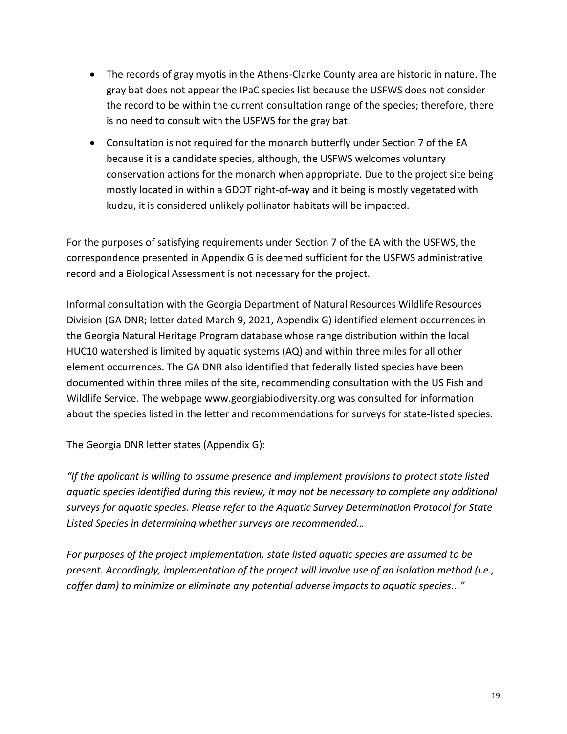- The records of gray myotis in the Athens-Clarke County area are historic in nature. The gray bat does not appear the IPaC species list because the USFWS does not consider the record to be within the current consultation range of the species; therefore, there is no need to consult with the USFWS for the gray bat.
- Consultation is not required for the monarch butterfly under Section 7 of the EA because it is a candidate species, although, the USFWS welcomes voluntary conservation actions for the monarch when appropriate. Due to the project site being mostly located in within a GDOT right-of-way and it being is mostly vegetated with kudzu, it is considered unlikely pollinator habitats will be impacted.

For the purposes of satisfying requirements under Section 7 of the EA with the USFWS, the correspondence presented in Appendix G is deemed sufficient for the USFWS administrative record and a Biological Assessment is not necessary for the project.

Informal consultation with the Georgia Department of Natural Resources Wildlife Resources Division (GA DNR; letter dated March 9, 2021, Appendix G) identified element occurrences in the Georgia Natural Heritage Program database whose range distribution within the local HUC10 watershed is limited by aquatic systems (AQ) and within three miles for all other element occurrences. The GA DNR also identified that federally listed species have been documented within three miles of the site, recommending consultation with the US Fish and Wildlife Service. The webpage www.georgiabiodiversity.org was consulted for information about the species listed in the letter and recommendations for surveys for state-listed species.

The Georgia DNR letter states (Appendix G):

*"If the applicant is willing to assume presence and implement provisions to protect state listed aquatic species identified during this review, it may not be necessary to complete any additional surveys for aquatic species. Please refer to the Aquatic Survey Determination Protocol for State Listed Species in determining whether surveys are recommended…*

*For purposes of the project implementation, state listed aquatic species are assumed to be present. Accordingly, implementation of the project will involve use of an isolation method (i.e., coffer dam) to minimize or eliminate any potential adverse impacts to aquatic species..."*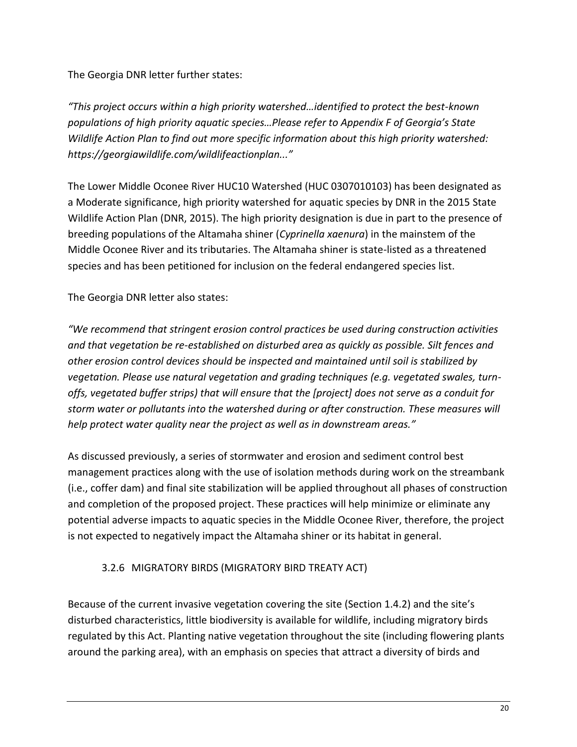The Georgia DNR letter further states:

*"This project occurs within a high priority watershed…identified to protect the best-known populations of high priority aquatic species…Please refer to Appendix F of Georgia's State Wildlife Action Plan to find out more specific information about this high priority watershed: https://georgiawildlife.com/wildlifeactionplan..."*

The Lower Middle Oconee River HUC10 Watershed (HUC 0307010103) has been designated as a Moderate significance, high priority watershed for aquatic species by DNR in the 2015 State Wildlife Action Plan (DNR, 2015). The high priority designation is due in part to the presence of breeding populations of the Altamaha shiner (*Cyprinella xaenura*) in the mainstem of the Middle Oconee River and its tributaries. The Altamaha shiner is state-listed as a threatened species and has been petitioned for inclusion on the federal endangered species list.

The Georgia DNR letter also states:

*"We recommend that stringent erosion control practices be used during construction activities and that vegetation be re-established on disturbed area as quickly as possible. Silt fences and other erosion control devices should be inspected and maintained until soil is stabilized by vegetation. Please use natural vegetation and grading techniques (e.g. vegetated swales, turn-offs, vegetated buffer strips) that will ensure that the [project] does not serve as a conduit for storm water or pollutants into the watershed during or after construction. These measures will help protect water quality near the project as well as in downstream areas."*

As discussed previously, a series of stormwater and erosion and sediment control best management practices along with the use of isolation methods during work on the streambank (i.e., coffer dam) and final site stabilization will be applied throughout all phases of construction and completion of the proposed project. These practices will help minimize or eliminate any potential adverse impacts to aquatic species in the Middle Oconee River, therefore, the project is not expected to negatively impact the Altamaha shiner or its habitat in general.

### 3.2.6 MIGRATORY BIRDS (MIGRATORY BIRD TREATY ACT)

Because of the current invasive vegetation covering the site (Section 1.4.2) and the site's disturbed characteristics, little biodiversity is available for wildlife, including migratory birds regulated by this Act. Planting native vegetation throughout the site (including flowering plants around the parking area), with an emphasis on species that attract a diversity of birds and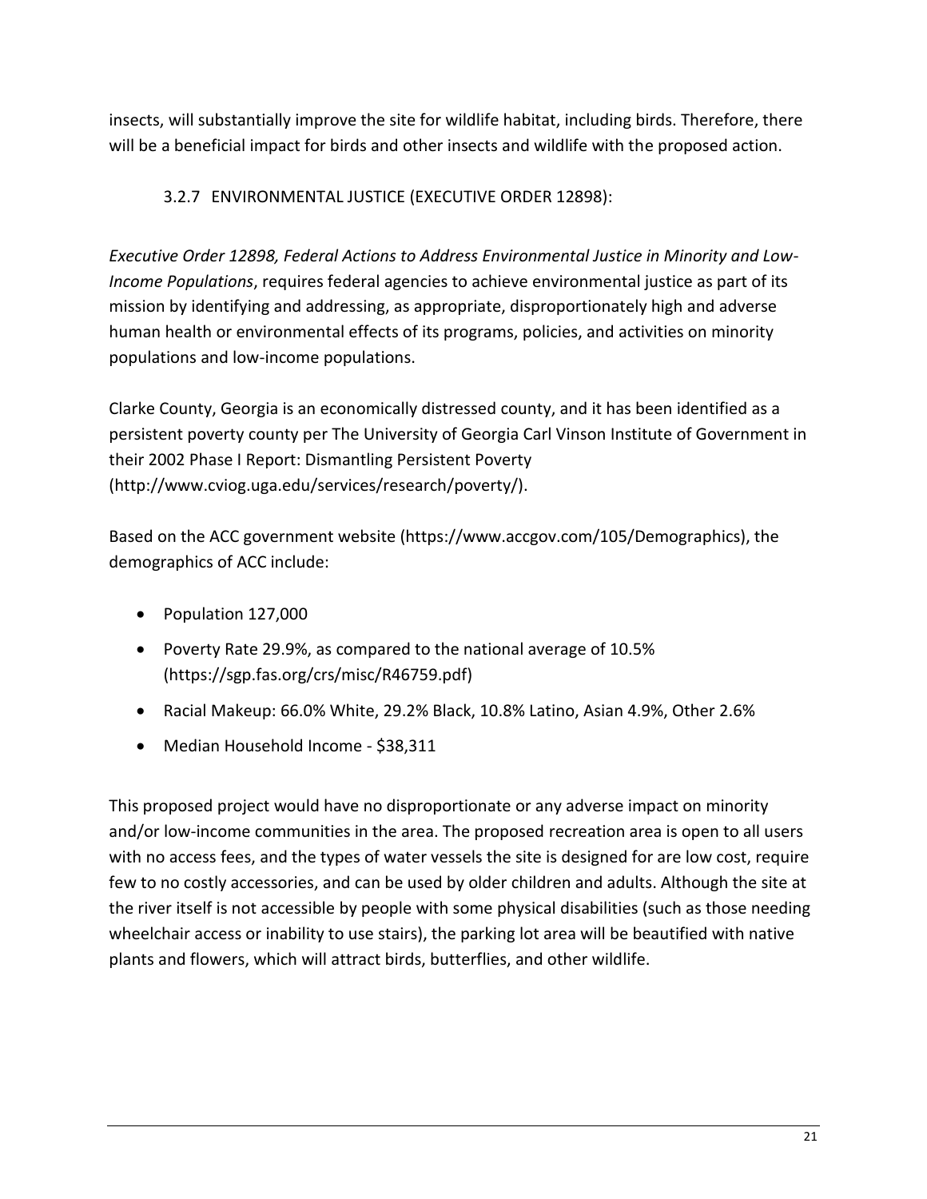insects, will substantially improve the site for wildlife habitat, including birds. Therefore, there will be a beneficial impact for birds and other insects and wildlife with the proposed action.

### 3.2.7 ENVIRONMENTAL JUSTICE (EXECUTIVE ORDER 12898):

*Executive Order 12898, Federal Actions to Address Environmental Justice in Minority and Low-Income Populations*, requires federal agencies to achieve environmental justice as part of its mission by identifying and addressing, as appropriate, disproportionately high and adverse human health or environmental effects of its programs, policies, and activities on minority populations and low-income populations.

Clarke County, Georgia is an economically distressed county, and it has been identified as a persistent poverty county per The University of Georgia Carl Vinson Institute of Government in their 2002 Phase I Report: Dismantling Persistent Poverty (http://www.cviog.uga.edu/services/research/poverty/).

Based on the ACC government website (https://www.accgov.com/105/Demographics), the demographics of ACC include:

- Population 127,000
- Poverty Rate 29.9%, as compared to the national average of 10.5% (https://sgp.fas.org/crs/misc/R46759.pdf)
- Racial Makeup: 66.0% White, 29.2% Black, 10.8% Latino, Asian 4.9%, Other 2.6%
- Median Household Income - $38,311

This proposed project would have no disproportionate or any adverse impact on minority and/or low-income communities in the area. The proposed recreation area is open to all users with no access fees, and the types of water vessels the site is designed for are low cost, require few to no costly accessories, and can be used by older children and adults. Although the site at the river itself is not accessible by people with some physical disabilities (such as those needing wheelchair access or inability to use stairs), the parking lot area will be beautified with native plants and flowers, which will attract birds, butterflies, and other wildlife.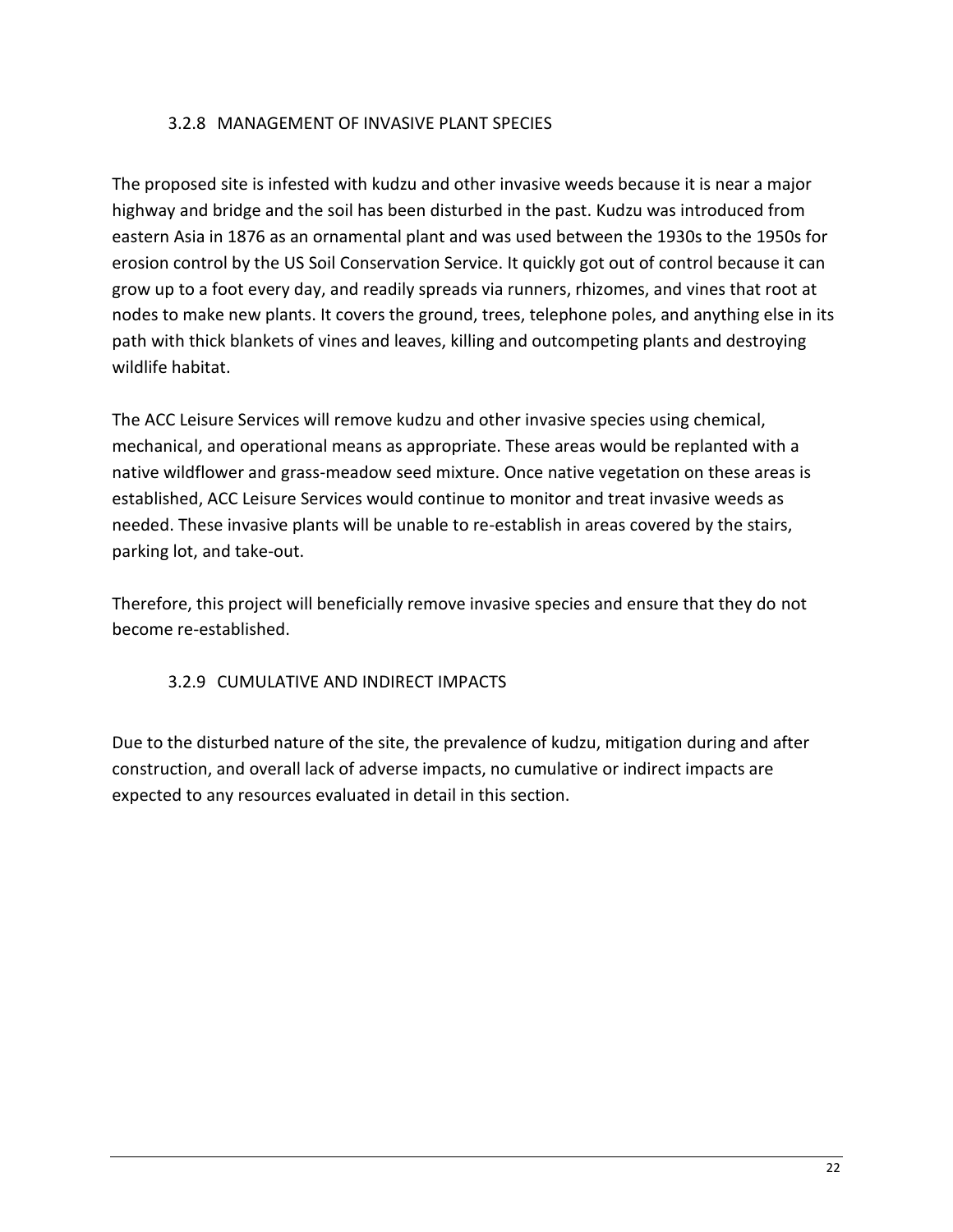### 3.2.8 MANAGEMENT OF INVASIVE PLANT SPECIES

The proposed site is infested with kudzu and other invasive weeds because it is near a major highway and bridge and the soil has been disturbed in the past. Kudzu was introduced from eastern Asia in 1876 as an ornamental plant and was used between the 1930s to the 1950s for erosion control by the US Soil Conservation Service. It quickly got out of control because it can grow up to a foot every day, and readily spreads via runners, rhizomes, and vines that root at nodes to make new plants. It covers the ground, trees, telephone poles, and anything else in its path with thick blankets of vines and leaves, killing and outcompeting plants and destroying wildlife habitat.

The ACC Leisure Services will remove kudzu and other invasive species using chemical, mechanical, and operational means as appropriate. These areas would be replanted with a native wildflower and grass-meadow seed mixture. Once native vegetation on these areas is established, ACC Leisure Services would continue to monitor and treat invasive weeds as needed. These invasive plants will be unable to re-establish in areas covered by the stairs, parking lot, and take-out.

Therefore, this project will beneficially remove invasive species and ensure that they do not become re-established.

### 3.2.9 CUMULATIVE AND INDIRECT IMPACTS

Due to the disturbed nature of the site, the prevalence of kudzu, mitigation during and after construction, and overall lack of adverse impacts, no cumulative or indirect impacts are expected to any resources evaluated in detail in this section.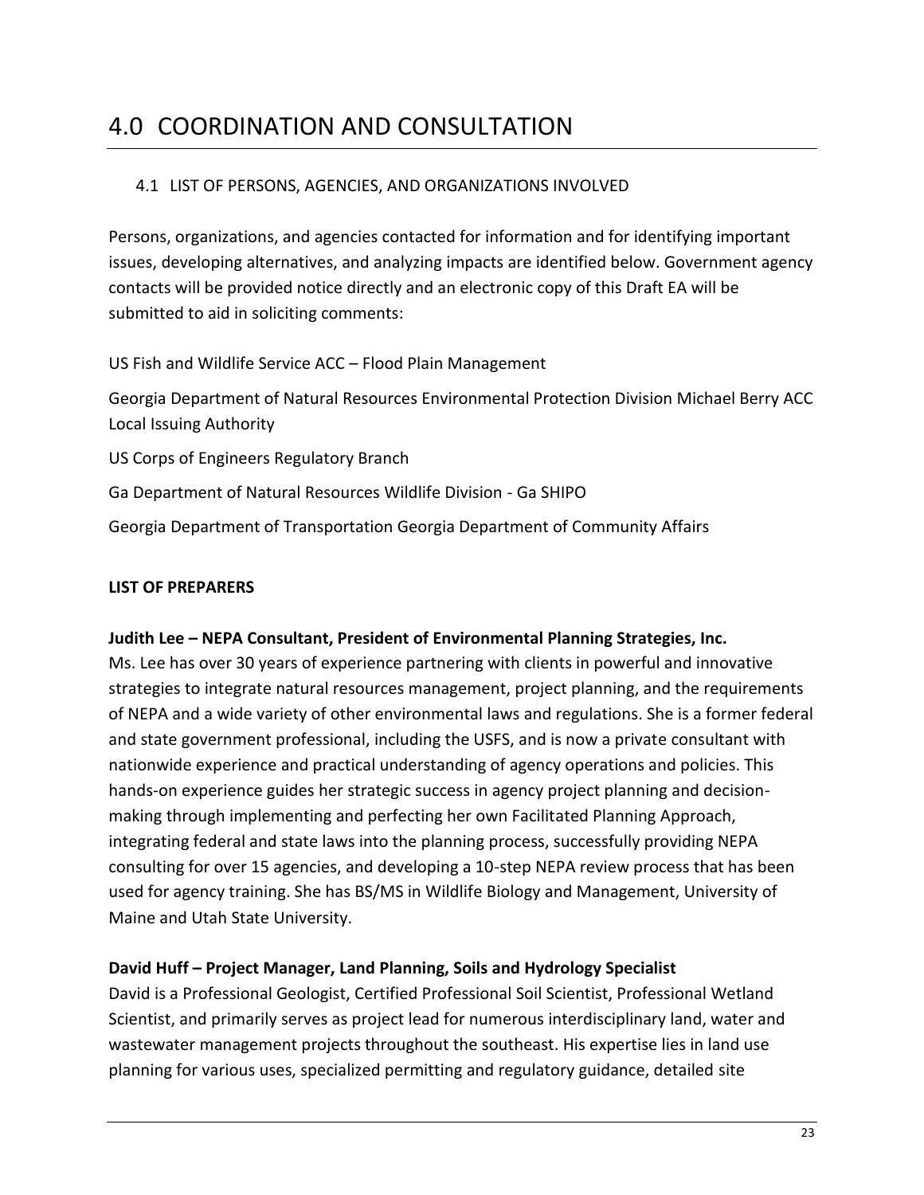# 4.0 COORDINATION AND CONSULTATION

## 4.1 LIST OF PERSONS, AGENCIES, AND ORGANIZATIONS INVOLVED

Persons, organizations, and agencies contacted for information and for identifying important issues, developing alternatives, and analyzing impacts are identified below. Government agency contacts will be provided notice directly and an electronic copy of this Draft EA will be submitted to aid in soliciting comments:

US Fish and Wildlife Service ACC – Flood Plain Management

Georgia Department of Natural Resources Environmental Protection Division Michael Berry ACC Local Issuing Authority

US Corps of Engineers Regulatory Branch

Ga Department of Natural Resources Wildlife Division - Ga SHIPO

Georgia Department of Transportation Georgia Department of Community Affairs

**LIST OF PREPARERS**

**Judith Lee – NEPA Consultant, President of Environmental Planning Strategies, Inc.**
Ms. Lee has over 30 years of experience partnering with clients in powerful and innovative strategies to integrate natural resources management, project planning, and the requirements of NEPA and a wide variety of other environmental laws and regulations. She is a former federal and state government professional, including the USFS, and is now a private consultant with nationwide experience and practical understanding of agency operations and policies. This hands-on experience guides her strategic success in agency project planning and decision-making through implementing and perfecting her own Facilitated Planning Approach, integrating federal and state laws into the planning process, successfully providing NEPA consulting for over 15 agencies, and developing a 10-step NEPA review process that has been used for agency training. She has BS/MS in Wildlife Biology and Management, University of Maine and Utah State University.

**David Huff – Project Manager, Land Planning, Soils and Hydrology Specialist**
David is a Professional Geologist, Certified Professional Soil Scientist, Professional Wetland Scientist, and primarily serves as project lead for numerous interdisciplinary land, water and wastewater management projects throughout the southeast. His expertise lies in land use planning for various uses, specialized permitting and regulatory guidance, detailed site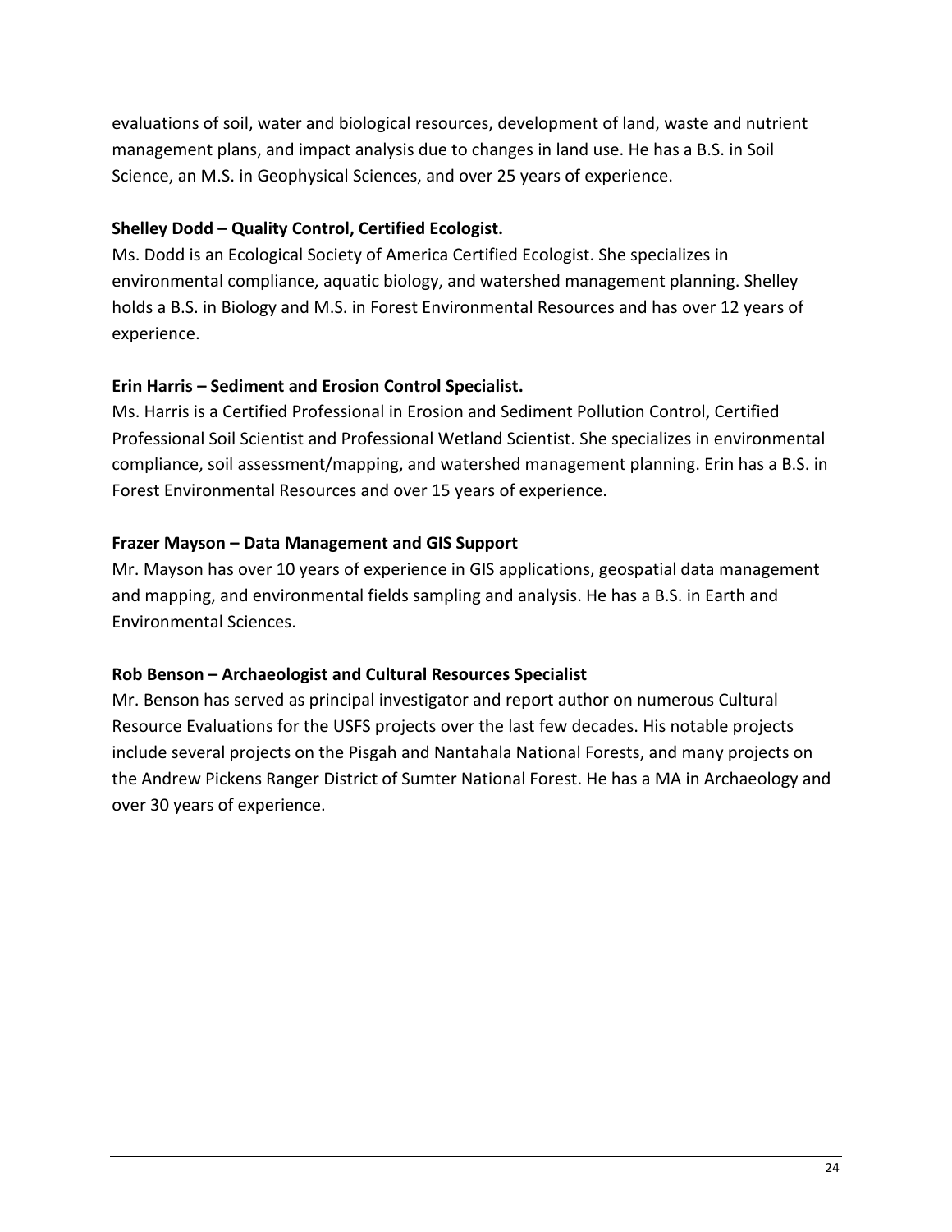evaluations of soil, water and biological resources, development of land, waste and nutrient management plans, and impact analysis due to changes in land use. He has a B.S. in Soil Science, an M.S. in Geophysical Sciences, and over 25 years of experience.

**Shelley Dodd – Quality Control, Certified Ecologist.**

Ms. Dodd is an Ecological Society of America Certified Ecologist. She specializes in environmental compliance, aquatic biology, and watershed management planning. Shelley holds a B.S. in Biology and M.S. in Forest Environmental Resources and has over 12 years of experience.

**Erin Harris – Sediment and Erosion Control Specialist.**

Ms. Harris is a Certified Professional in Erosion and Sediment Pollution Control, Certified Professional Soil Scientist and Professional Wetland Scientist. She specializes in environmental compliance, soil assessment/mapping, and watershed management planning. Erin has a B.S. in Forest Environmental Resources and over 15 years of experience.

**Frazer Mayson – Data Management and GIS Support**

Mr. Mayson has over 10 years of experience in GIS applications, geospatial data management and mapping, and environmental fields sampling and analysis. He has a B.S. in Earth and Environmental Sciences.

**Rob Benson – Archaeologist and Cultural Resources Specialist**

Mr. Benson has served as principal investigator and report author on numerous Cultural Resource Evaluations for the USFS projects over the last few decades. His notable projects include several projects on the Pisgah and Nantahala National Forests, and many projects on the Andrew Pickens Ranger District of Sumter National Forest. He has a MA in Archaeology and over 30 years of experience.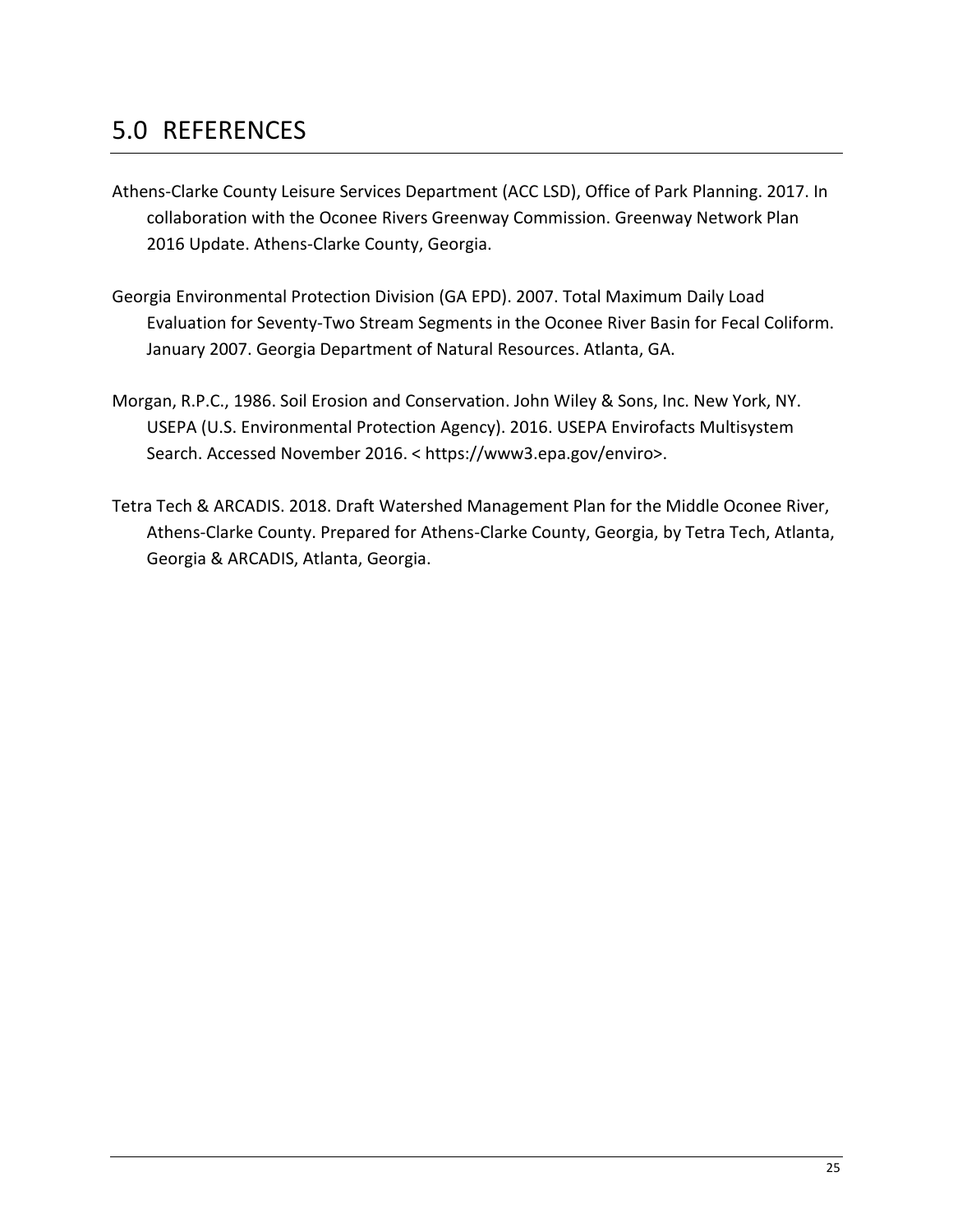# 5.0 REFERENCES

Athens-Clarke County Leisure Services Department (ACC LSD), Office of Park Planning. 2017. In collaboration with the Oconee Rivers Greenway Commission. Greenway Network Plan 2016 Update. Athens-Clarke County, Georgia.

Georgia Environmental Protection Division (GA EPD). 2007. Total Maximum Daily Load Evaluation for Seventy-Two Stream Segments in the Oconee River Basin for Fecal Coliform. January 2007. Georgia Department of Natural Resources. Atlanta, GA.

Morgan, R.P.C., 1986. Soil Erosion and Conservation. John Wiley & Sons, Inc. New York, NY. USEPA (U.S. Environmental Protection Agency). 2016. USEPA Envirofacts Multisystem Search. Accessed November 2016. < https://www3.epa.gov/enviro>.

Tetra Tech & ARCADIS. 2018. Draft Watershed Management Plan for the Middle Oconee River, Athens-Clarke County. Prepared for Athens-Clarke County, Georgia, by Tetra Tech, Atlanta, Georgia & ARCADIS, Atlanta, Georgia.